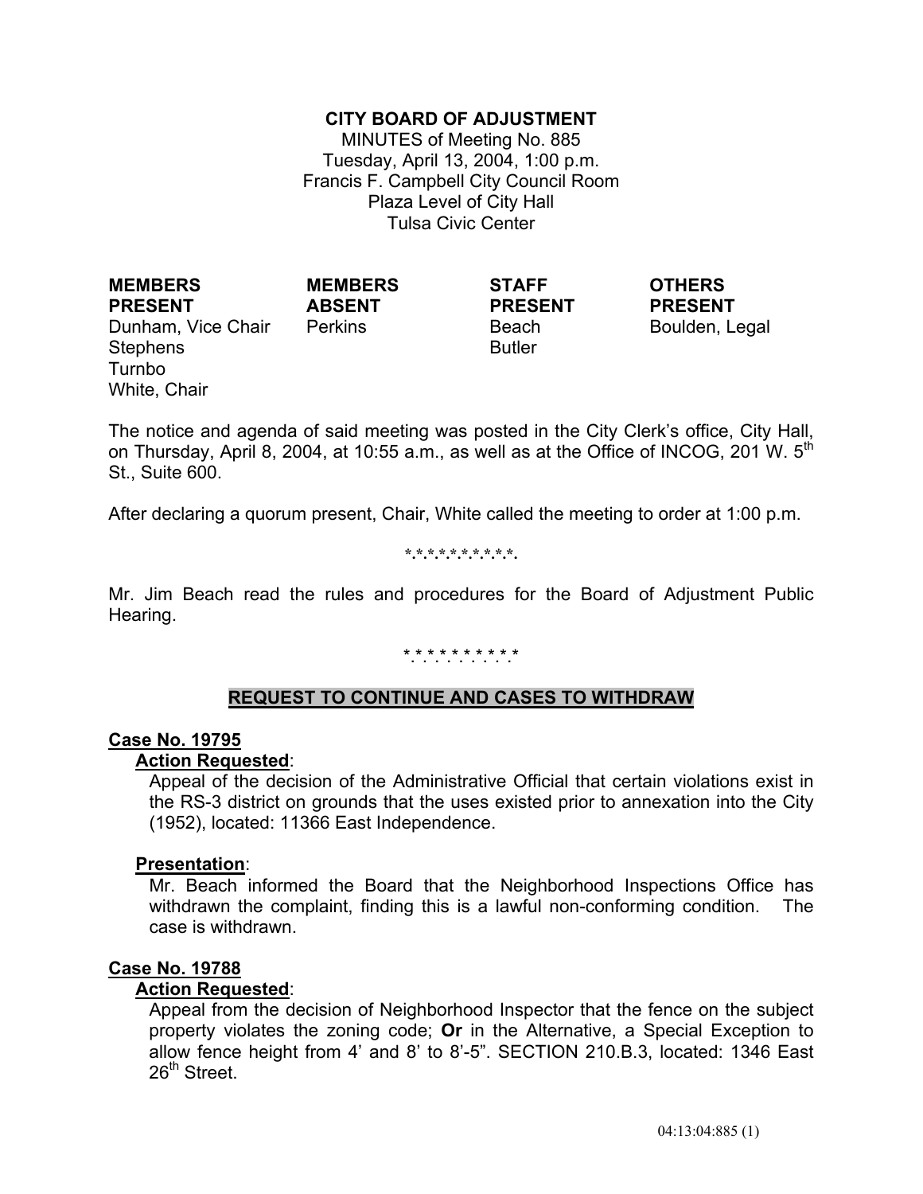# CITY BOARD OF ADJUSTMENT

MINUTES of Meeting No. 885
Tuesday, April 13, 2004, 1:00 p.m.
Francis F. Campbell City Council Room
Plaza Level of City Hall
Tulsa Civic Center

| MEMBERS PRESENT | MEMBERS ABSENT | STAFF PRESENT | OTHERS PRESENT |
|---|---|---|---|
| Dunham, Vice Chair | Perkins | Beach | Boulden, Legal |
| Stephens | | Butler | |
| Turnbo | | | |
| White, Chair | | | |

The notice and agenda of said meeting was posted in the City Clerk's office, City Hall, on Thursday, April 8, 2004, at 10:55 a.m., as well as at the Office of INCOG, 201 W. 5th St., Suite 600.

After declaring a quorum present, Chair, White called the meeting to order at 1:00 p.m.

\*.\*.\*.\*.\*.\*.\*.\*.\*.\*.\*.

Mr. Jim Beach read the rules and procedures for the Board of Adjustment Public Hearing.

\*.\*.\*.\*.\*.\*.\*.\*.\*.\*.\*.

## REQUEST TO CONTINUE AND CASES TO WITHDRAW

### Case No. 19795

**Action Requested**:

Appeal of the decision of the Administrative Official that certain violations exist in the RS-3 district on grounds that the uses existed prior to annexation into the City (1952), located: 11366 East Independence.

**Presentation**:

Mr. Beach informed the Board that the Neighborhood Inspections Office has withdrawn the complaint, finding this is a lawful non-conforming condition. The case is withdrawn.

### Case No. 19788

**Action Requested**:

Appeal from the decision of Neighborhood Inspector that the fence on the subject property violates the zoning code; **Or** in the Alternative, a Special Exception to allow fence height from 4' and 8' to 8'-5". SECTION 210.B.3, located: 1346 East 26th Street.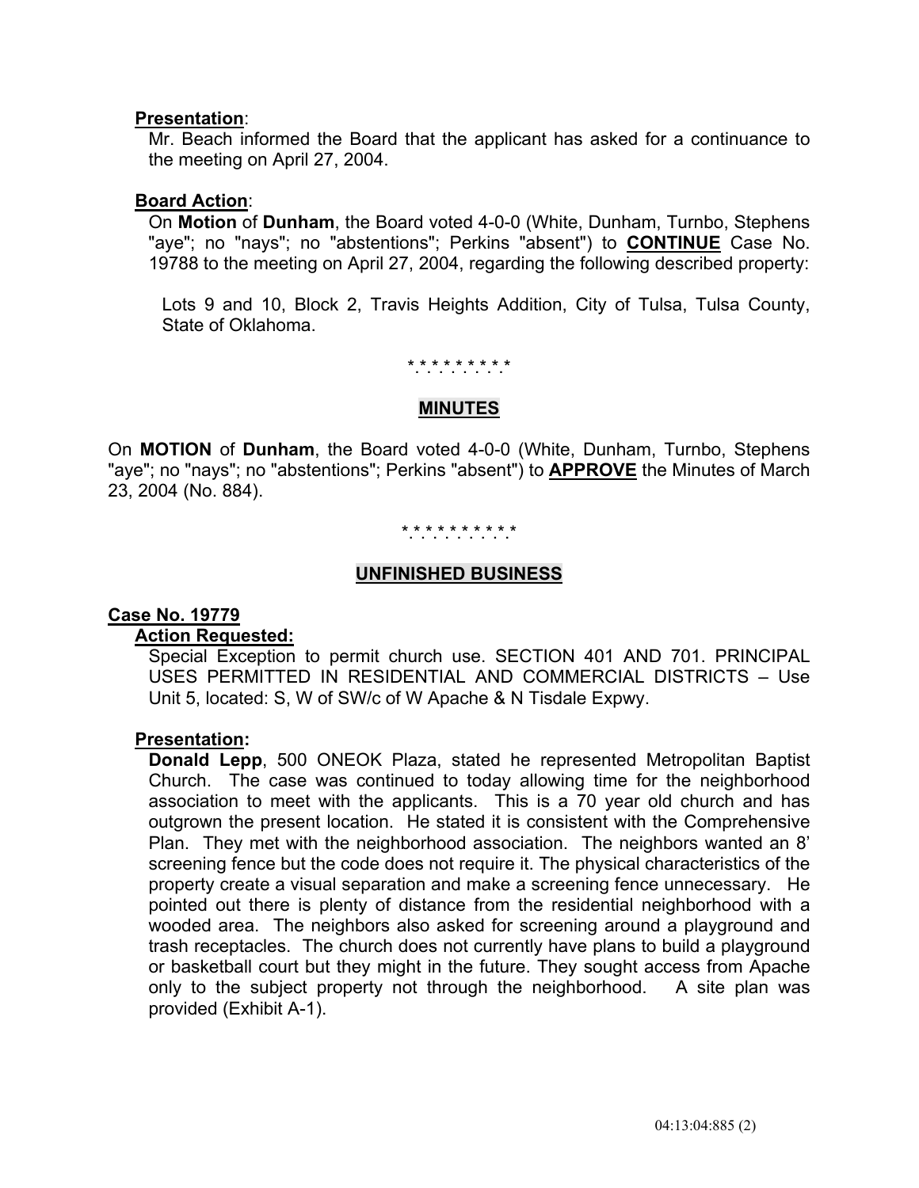**Presentation**:

Mr. Beach informed the Board that the applicant has asked for a continuance to the meeting on April 27, 2004.

**Board Action**:

On **Motion** of **Dunham**, the Board voted 4-0-0 (White, Dunham, Turnbo, Stephens "aye"; no "nays"; no "abstentions"; Perkins "absent") to **CONTINUE** Case No. 19788 to the meeting on April 27, 2004, regarding the following described property:

Lots 9 and 10, Block 2, Travis Heights Addition, City of Tulsa, Tulsa County, State of Oklahoma.

*.*.*.*.*.*.*.*.*.*

## MINUTES

On **MOTION** of **Dunham**, the Board voted 4-0-0 (White, Dunham, Turnbo, Stephens "aye"; no "nays"; no "abstentions"; Perkins "absent") to **APPROVE** the Minutes of March 23, 2004 (No. 884).

*.*.*.*.*.*.*.*.*.*.*

## UNFINISHED BUSINESS

**Case No. 19779**

**Action Requested:**

Special Exception to permit church use. SECTION 401 AND 701. PRINCIPAL USES PERMITTED IN RESIDENTIAL AND COMMERCIAL DISTRICTS – Use Unit 5, located: S, W of SW/c of W Apache & N Tisdale Expwy.

**Presentation:**

**Donald Lepp**, 500 ONEOK Plaza, stated he represented Metropolitan Baptist Church. The case was continued to today allowing time for the neighborhood association to meet with the applicants. This is a 70 year old church and has outgrown the present location. He stated it is consistent with the Comprehensive Plan. They met with the neighborhood association. The neighbors wanted an 8' screening fence but the code does not require it. The physical characteristics of the property create a visual separation and make a screening fence unnecessary. He pointed out there is plenty of distance from the residential neighborhood with a wooded area. The neighbors also asked for screening around a playground and trash receptacles. The church does not currently have plans to build a playground or basketball court but they might in the future. They sought access from Apache only to the subject property not through the neighborhood. A site plan was provided (Exhibit A-1).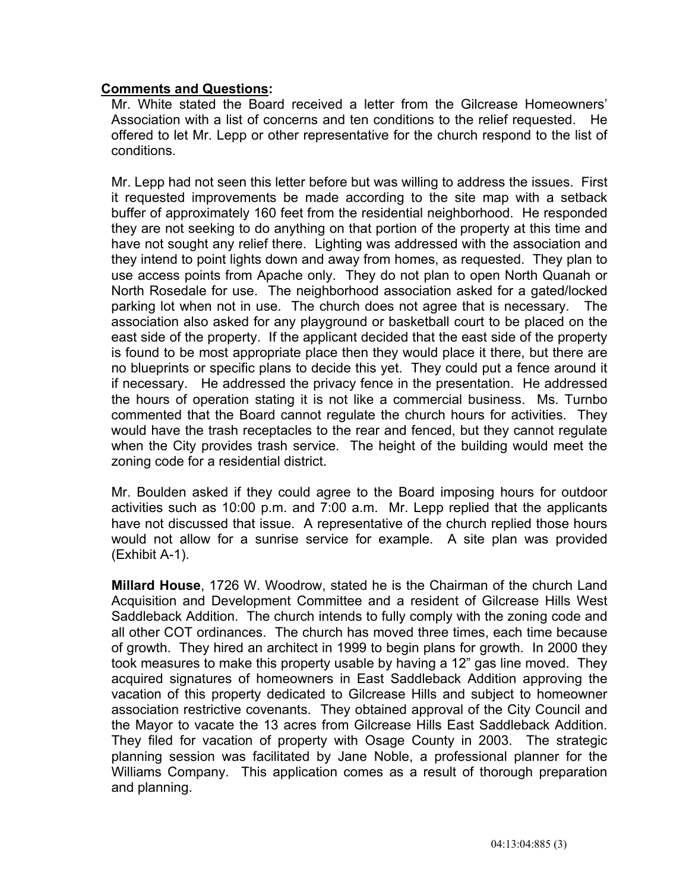**<u>Comments and Questions</u>:**

Mr. White stated the Board received a letter from the Gilcrease Homeowners' Association with a list of concerns and ten conditions to the relief requested. He offered to let Mr. Lepp or other representative for the church respond to the list of conditions.

Mr. Lepp had not seen this letter before but was willing to address the issues. First it requested improvements be made according to the site map with a setback buffer of approximately 160 feet from the residential neighborhood. He responded they are not seeking to do anything on that portion of the property at this time and have not sought any relief there. Lighting was addressed with the association and they intend to point lights down and away from homes, as requested. They plan to use access points from Apache only. They do not plan to open North Quanah or North Rosedale for use. The neighborhood association asked for a gated/locked parking lot when not in use. The church does not agree that is necessary. The association also asked for any playground or basketball court to be placed on the east side of the property. If the applicant decided that the east side of the property is found to be most appropriate place then they would place it there, but there are no blueprints or specific plans to decide this yet. They could put a fence around it if necessary. He addressed the privacy fence in the presentation. He addressed the hours of operation stating it is not like a commercial business. Ms. Turnbo commented that the Board cannot regulate the church hours for activities. They would have the trash receptacles to the rear and fenced, but they cannot regulate when the City provides trash service. The height of the building would meet the zoning code for a residential district.

Mr. Boulden asked if they could agree to the Board imposing hours for outdoor activities such as 10:00 p.m. and 7:00 a.m. Mr. Lepp replied that the applicants have not discussed that issue. A representative of the church replied those hours would not allow for a sunrise service for example. A site plan was provided (Exhibit A-1).

**Millard House**, 1726 W. Woodrow, stated he is the Chairman of the church Land Acquisition and Development Committee and a resident of Gilcrease Hills West Saddleback Addition. The church intends to fully comply with the zoning code and all other COT ordinances. The church has moved three times, each time because of growth. They hired an architect in 1999 to begin plans for growth. In 2000 they took measures to make this property usable by having a 12" gas line moved. They acquired signatures of homeowners in East Saddleback Addition approving the vacation of this property dedicated to Gilcrease Hills and subject to homeowner association restrictive covenants. They obtained approval of the City Council and the Mayor to vacate the 13 acres from Gilcrease Hills East Saddleback Addition. They filed for vacation of property with Osage County in 2003. The strategic planning session was facilitated by Jane Noble, a professional planner for the Williams Company. This application comes as a result of thorough preparation and planning.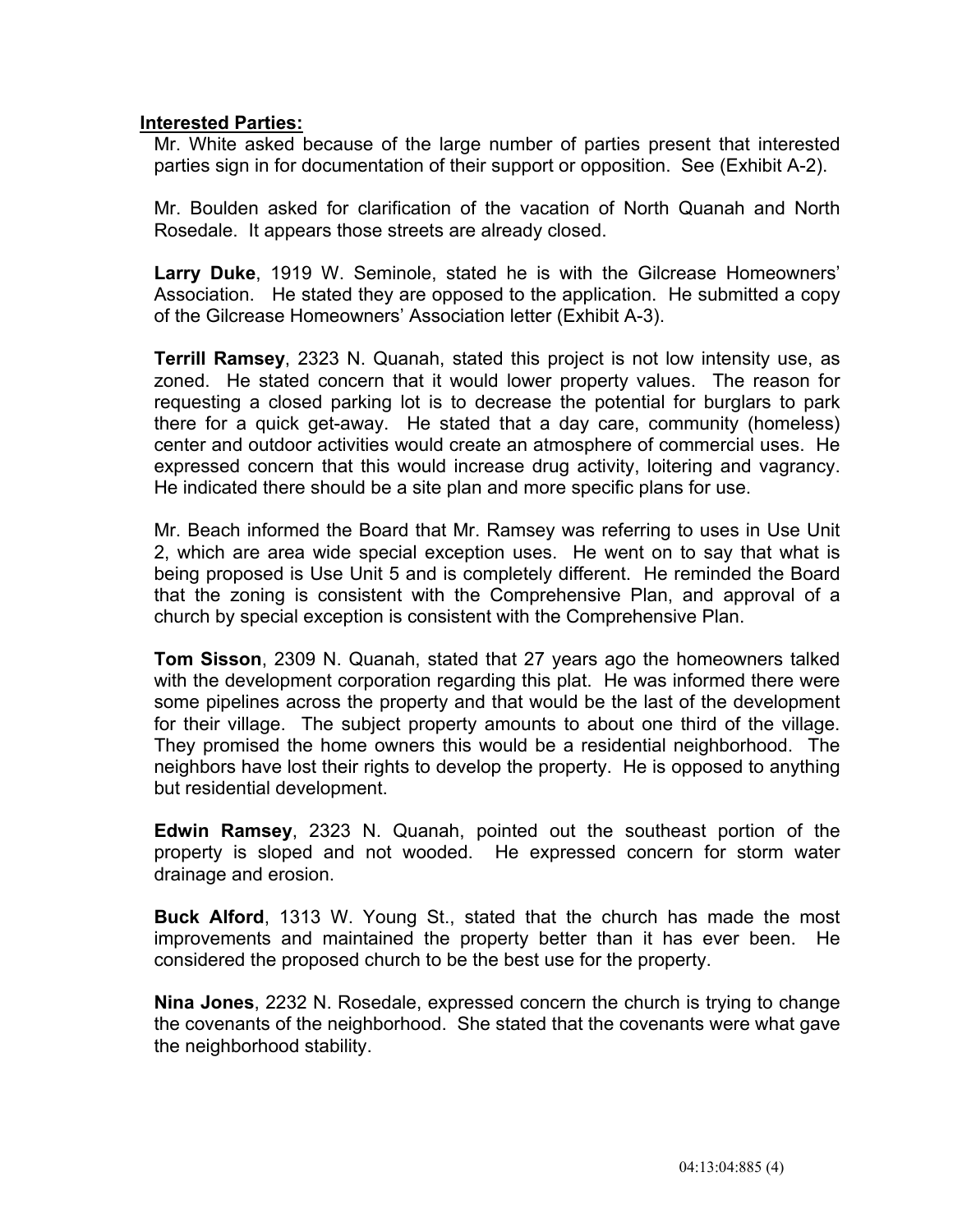**Interested Parties:**

Mr. White asked because of the large number of parties present that interested parties sign in for documentation of their support or opposition. See (Exhibit A-2).

Mr. Boulden asked for clarification of the vacation of North Quanah and North Rosedale. It appears those streets are already closed.

**Larry Duke**, 1919 W. Seminole, stated he is with the Gilcrease Homeowners' Association. He stated they are opposed to the application. He submitted a copy of the Gilcrease Homeowners' Association letter (Exhibit A-3).

**Terrill Ramsey**, 2323 N. Quanah, stated this project is not low intensity use, as zoned. He stated concern that it would lower property values. The reason for requesting a closed parking lot is to decrease the potential for burglars to park there for a quick get-away. He stated that a day care, community (homeless) center and outdoor activities would create an atmosphere of commercial uses. He expressed concern that this would increase drug activity, loitering and vagrancy. He indicated there should be a site plan and more specific plans for use.

Mr. Beach informed the Board that Mr. Ramsey was referring to uses in Use Unit 2, which are area wide special exception uses. He went on to say that what is being proposed is Use Unit 5 and is completely different. He reminded the Board that the zoning is consistent with the Comprehensive Plan, and approval of a church by special exception is consistent with the Comprehensive Plan.

**Tom Sisson**, 2309 N. Quanah, stated that 27 years ago the homeowners talked with the development corporation regarding this plat. He was informed there were some pipelines across the property and that would be the last of the development for their village. The subject property amounts to about one third of the village. They promised the home owners this would be a residential neighborhood. The neighbors have lost their rights to develop the property. He is opposed to anything but residential development.

**Edwin Ramsey**, 2323 N. Quanah, pointed out the southeast portion of the property is sloped and not wooded. He expressed concern for storm water drainage and erosion.

**Buck Alford**, 1313 W. Young St., stated that the church has made the most improvements and maintained the property better than it has ever been. He considered the proposed church to be the best use for the property.

**Nina Jones**, 2232 N. Rosedale, expressed concern the church is trying to change the covenants of the neighborhood. She stated that the covenants were what gave the neighborhood stability.

04:13:04:885 (4)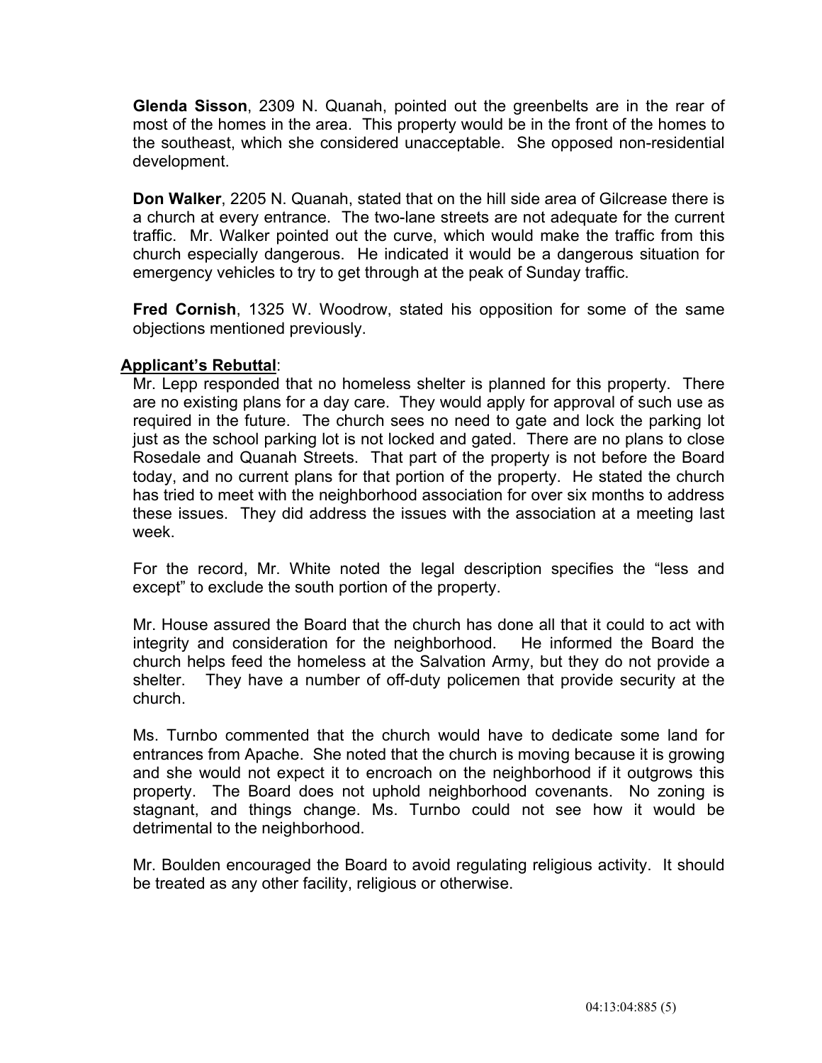**Glenda Sisson**, 2309 N. Quanah, pointed out the greenbelts are in the rear of most of the homes in the area. This property would be in the front of the homes to the southeast, which she considered unacceptable. She opposed non-residential development.

**Don Walker**, 2205 N. Quanah, stated that on the hill side area of Gilcrease there is a church at every entrance. The two-lane streets are not adequate for the current traffic. Mr. Walker pointed out the curve, which would make the traffic from this church especially dangerous. He indicated it would be a dangerous situation for emergency vehicles to try to get through at the peak of Sunday traffic.

**Fred Cornish**, 1325 W. Woodrow, stated his opposition for some of the same objections mentioned previously.

**Applicant's Rebuttal**:

Mr. Lepp responded that no homeless shelter is planned for this property. There are no existing plans for a day care. They would apply for approval of such use as required in the future. The church sees no need to gate and lock the parking lot just as the school parking lot is not locked and gated. There are no plans to close Rosedale and Quanah Streets. That part of the property is not before the Board today, and no current plans for that portion of the property. He stated the church has tried to meet with the neighborhood association for over six months to address these issues. They did address the issues with the association at a meeting last week.

For the record, Mr. White noted the legal description specifies the "less and except" to exclude the south portion of the property.

Mr. House assured the Board that the church has done all that it could to act with integrity and consideration for the neighborhood. He informed the Board the church helps feed the homeless at the Salvation Army, but they do not provide a shelter. They have a number of off-duty policemen that provide security at the church.

Ms. Turnbo commented that the church would have to dedicate some land for entrances from Apache. She noted that the church is moving because it is growing and she would not expect it to encroach on the neighborhood if it outgrows this property. The Board does not uphold neighborhood covenants. No zoning is stagnant, and things change. Ms. Turnbo could not see how it would be detrimental to the neighborhood.

Mr. Boulden encouraged the Board to avoid regulating religious activity. It should be treated as any other facility, religious or otherwise.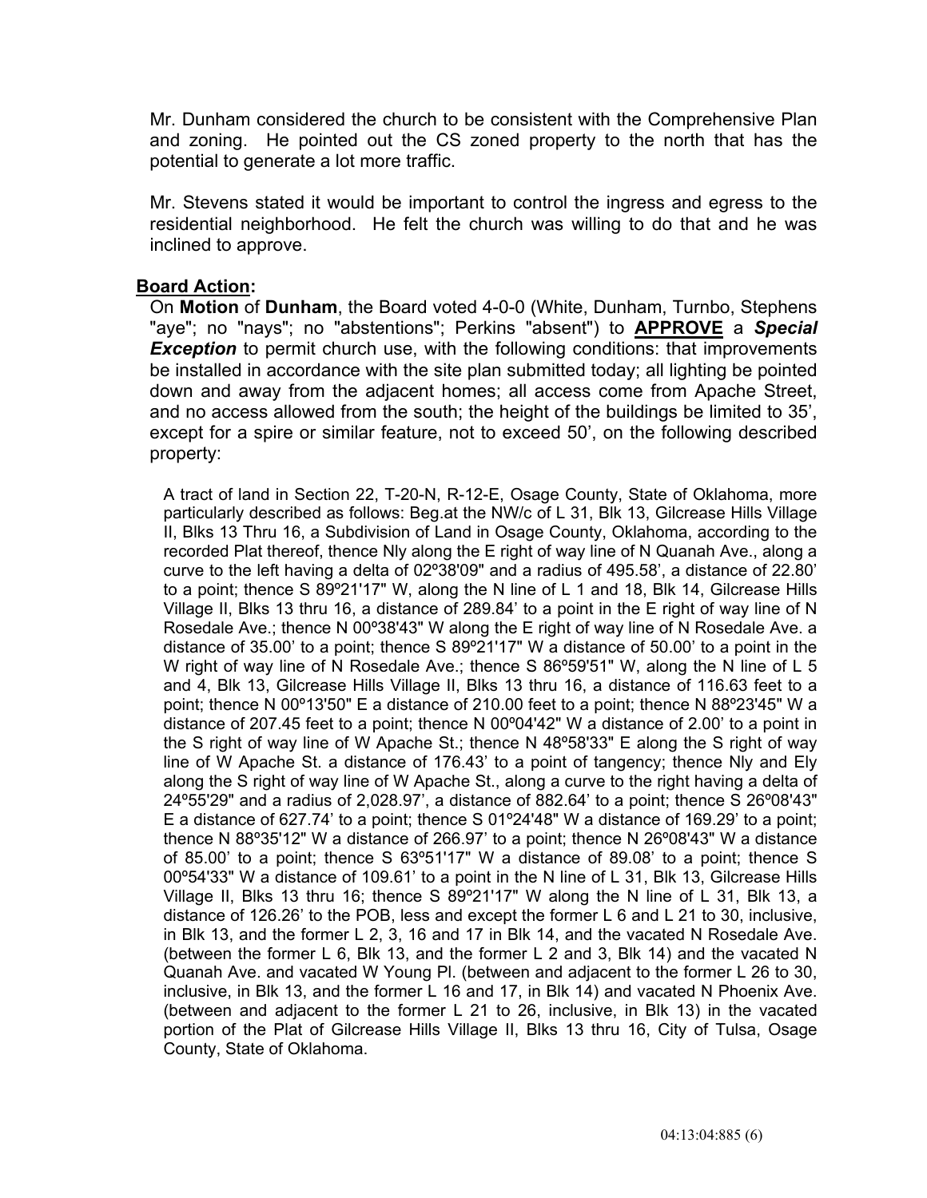Mr. Dunham considered the church to be consistent with the Comprehensive Plan and zoning. He pointed out the CS zoned property to the north that has the potential to generate a lot more traffic.

Mr. Stevens stated it would be important to control the ingress and egress to the residential neighborhood. He felt the church was willing to do that and he was inclined to approve.

**Board Action:**

On **Motion** of **Dunham**, the Board voted 4-0-0 (White, Dunham, Turnbo, Stephens "aye"; no "nays"; no "abstentions"; Perkins "absent") to **APPROVE** a ***Special Exception*** to permit church use, with the following conditions: that improvements be installed in accordance with the site plan submitted today; all lighting be pointed down and away from the adjacent homes; all access come from Apache Street, and no access allowed from the south; the height of the buildings be limited to 35', except for a spire or similar feature, not to exceed 50', on the following described property:

A tract of land in Section 22, T-20-N, R-12-E, Osage County, State of Oklahoma, more particularly described as follows: Beg.at the NW/c of L 31, Blk 13, Gilcrease Hills Village II, Blks 13 Thru 16, a Subdivision of Land in Osage County, Oklahoma, according to the recorded Plat thereof, thence Nly along the E right of way line of N Quanah Ave., along a curve to the left having a delta of 02º38'09" and a radius of 495.58', a distance of 22.80' to a point; thence S 89º21'17" W, along the N line of L 1 and 18, Blk 14, Gilcrease Hills Village II, Blks 13 thru 16, a distance of 289.84' to a point in the E right of way line of N Rosedale Ave.; thence N 00º38'43" W along the E right of way line of N Rosedale Ave. a distance of 35.00' to a point; thence S 89º21'17" W a distance of 50.00' to a point in the W right of way line of N Rosedale Ave.; thence S 86º59'51" W, along the N line of L 5 and 4, Blk 13, Gilcrease Hills Village II, Blks 13 thru 16, a distance of 116.63 feet to a point; thence N 00º13'50" E a distance of 210.00 feet to a point; thence N 88º23'45" W a distance of 207.45 feet to a point; thence N 00º04'42" W a distance of 2.00' to a point in the S right of way line of W Apache St.; thence N 48º58'33" E along the S right of way line of W Apache St. a distance of 176.43' to a point of tangency; thence Nly and Ely along the S right of way line of W Apache St., along a curve to the right having a delta of 24º55'29" and a radius of 2,028.97', a distance of 882.64' to a point; thence S 26º08'43" E a distance of 627.74' to a point; thence S 01º24'48" W a distance of 169.29' to a point; thence N 88º35'12" W a distance of 266.97' to a point; thence N 26º08'43" W a distance of 85.00' to a point; thence S 63º51'17" W a distance of 89.08' to a point; thence S 00º54'33" W a distance of 109.61' to a point in the N line of L 31, Blk 13, Gilcrease Hills Village II, Blks 13 thru 16; thence S 89º21'17" W along the N line of L 31, Blk 13, a distance of 126.26' to the POB, less and except the former L 6 and L 21 to 30, inclusive, in Blk 13, and the former L 2, 3, 16 and 17 in Blk 14, and the vacated N Rosedale Ave. (between the former L 6, Blk 13, and the former L 2 and 3, Blk 14) and the vacated N Quanah Ave. and vacated W Young Pl. (between and adjacent to the former L 26 to 30, inclusive, in Blk 13, and the former L 16 and 17, in Blk 14) and vacated N Phoenix Ave. (between and adjacent to the former L 21 to 26, inclusive, in Blk 13) in the vacated portion of the Plat of Gilcrease Hills Village II, Blks 13 thru 16, City of Tulsa, Osage County, State of Oklahoma.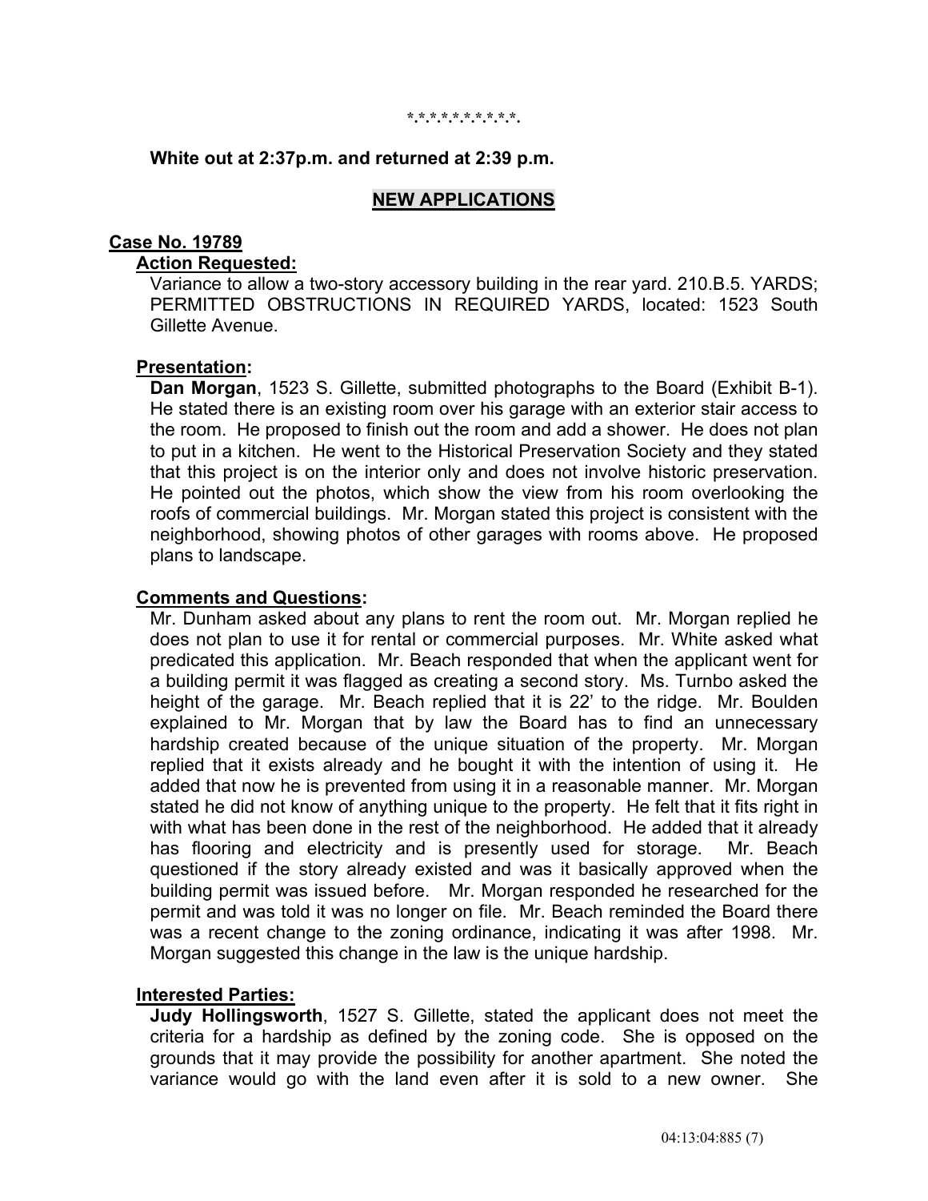*.*.*.*.*.*.*.*.*.*.

**White out at 2:37p.m. and returned at 2:39 p.m.**

## NEW APPLICATIONS

### Case No. 19789

**Action Requested:**

Variance to allow a two-story accessory building in the rear yard. 210.B.5. YARDS; PERMITTED OBSTRUCTIONS IN REQUIRED YARDS, located: 1523 South Gillette Avenue.

**Presentation:**

**Dan Morgan**, 1523 S. Gillette, submitted photographs to the Board (Exhibit B-1). He stated there is an existing room over his garage with an exterior stair access to the room. He proposed to finish out the room and add a shower. He does not plan to put in a kitchen. He went to the Historical Preservation Society and they stated that this project is on the interior only and does not involve historic preservation. He pointed out the photos, which show the view from his room overlooking the roofs of commercial buildings. Mr. Morgan stated this project is consistent with the neighborhood, showing photos of other garages with rooms above. He proposed plans to landscape.

**Comments and Questions:**

Mr. Dunham asked about any plans to rent the room out. Mr. Morgan replied he does not plan to use it for rental or commercial purposes. Mr. White asked what predicated this application. Mr. Beach responded that when the applicant went for a building permit it was flagged as creating a second story. Ms. Turnbo asked the height of the garage. Mr. Beach replied that it is 22' to the ridge. Mr. Boulden explained to Mr. Morgan that by law the Board has to find an unnecessary hardship created because of the unique situation of the property. Mr. Morgan replied that it exists already and he bought it with the intention of using it. He added that now he is prevented from using it in a reasonable manner. Mr. Morgan stated he did not know of anything unique to the property. He felt that it fits right in with what has been done in the rest of the neighborhood. He added that it already has flooring and electricity and is presently used for storage. Mr. Beach questioned if the story already existed and was it basically approved when the building permit was issued before. Mr. Morgan responded he researched for the permit and was told it was no longer on file. Mr. Beach reminded the Board there was a recent change to the zoning ordinance, indicating it was after 1998. Mr. Morgan suggested this change in the law is the unique hardship.

**Interested Parties:**

**Judy Hollingsworth**, 1527 S. Gillette, stated the applicant does not meet the criteria for a hardship as defined by the zoning code. She is opposed on the grounds that it may provide the possibility for another apartment. She noted the variance would go with the land even after it is sold to a new owner. She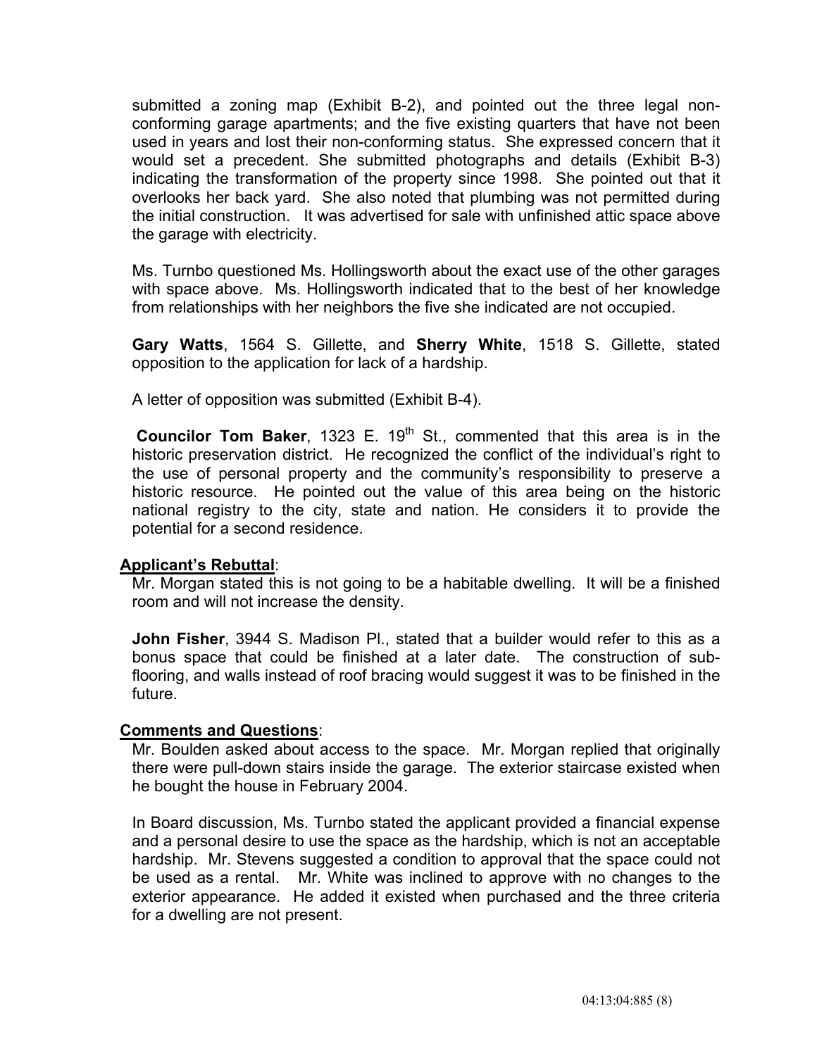submitted a zoning map (Exhibit B-2), and pointed out the three legal non-conforming garage apartments; and the five existing quarters that have not been used in years and lost their non-conforming status. She expressed concern that it would set a precedent. She submitted photographs and details (Exhibit B-3) indicating the transformation of the property since 1998. She pointed out that it overlooks her back yard. She also noted that plumbing was not permitted during the initial construction. It was advertised for sale with unfinished attic space above the garage with electricity.

Ms. Turnbo questioned Ms. Hollingsworth about the exact use of the other garages with space above. Ms. Hollingsworth indicated that to the best of her knowledge from relationships with her neighbors the five she indicated are not occupied.

**Gary Watts**, 1564 S. Gillette, and **Sherry White**, 1518 S. Gillette, stated opposition to the application for lack of a hardship.

A letter of opposition was submitted (Exhibit B-4).

**Councilor Tom Baker**, 1323 E. 19th St., commented that this area is in the historic preservation district. He recognized the conflict of the individual's right to the use of personal property and the community's responsibility to preserve a historic resource. He pointed out the value of this area being on the historic national registry to the city, state and nation. He considers it to provide the potential for a second residence.

**Applicant's Rebuttal**:

Mr. Morgan stated this is not going to be a habitable dwelling. It will be a finished room and will not increase the density.

**John Fisher**, 3944 S. Madison Pl., stated that a builder would refer to this as a bonus space that could be finished at a later date. The construction of sub-flooring, and walls instead of roof bracing would suggest it was to be finished in the future.

**Comments and Questions**:

Mr. Boulden asked about access to the space. Mr. Morgan replied that originally there were pull-down stairs inside the garage. The exterior staircase existed when he bought the house in February 2004.

In Board discussion, Ms. Turnbo stated the applicant provided a financial expense and a personal desire to use the space as the hardship, which is not an acceptable hardship. Mr. Stevens suggested a condition to approval that the space could not be used as a rental. Mr. White was inclined to approve with no changes to the exterior appearance. He added it existed when purchased and the three criteria for a dwelling are not present.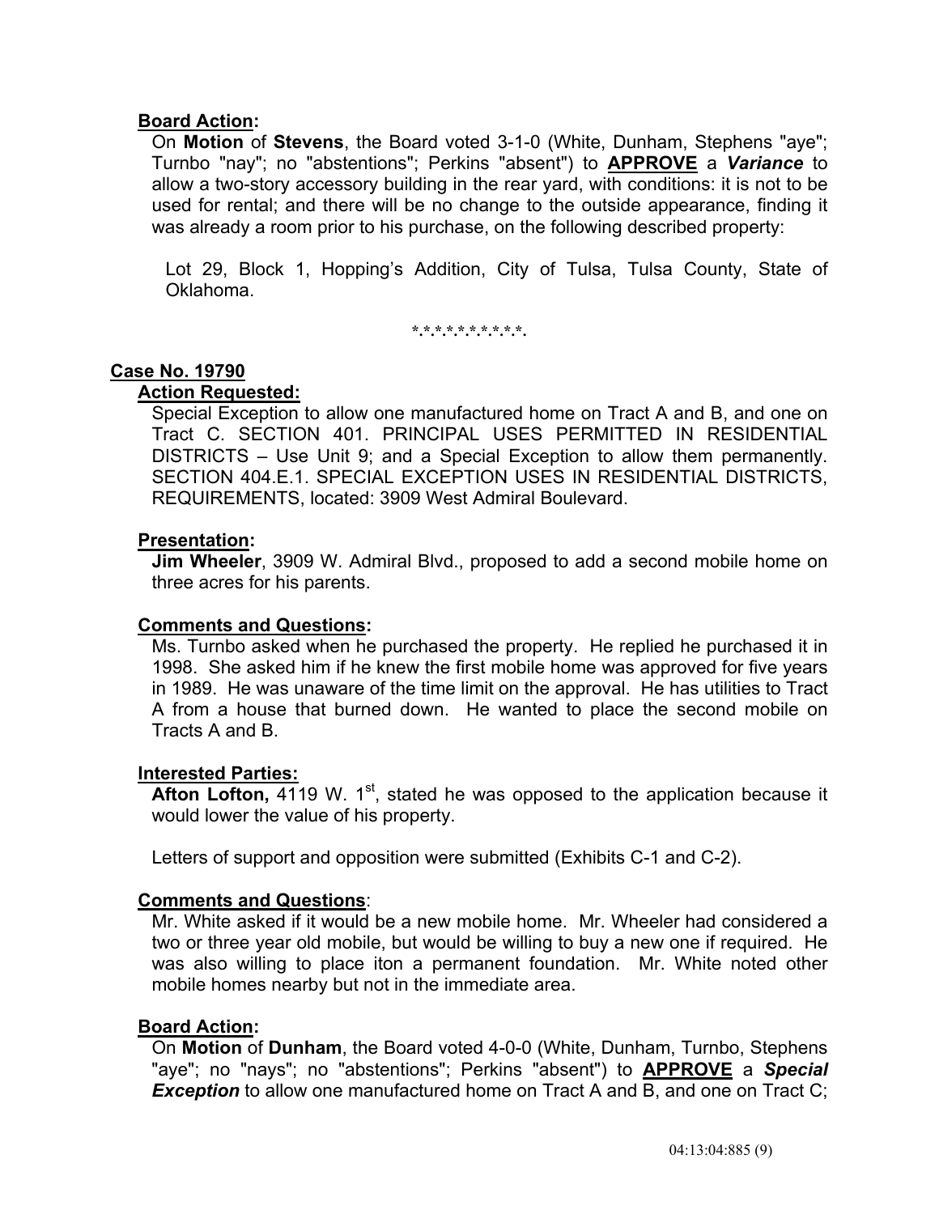**Board Action:**

On **Motion** of **Stevens**, the Board voted 3-1-0 (White, Dunham, Stephens "aye"; Turnbo "nay"; no "abstentions"; Perkins "absent") to **APPROVE** a ***Variance*** to allow a two-story accessory building in the rear yard, with conditions: it is not to be used for rental; and there will be no change to the outside appearance, finding it was already a room prior to his purchase, on the following described property:

Lot 29, Block 1, Hopping's Addition, City of Tulsa, Tulsa County, State of Oklahoma.

\*.\*.\*.\*.\*.\*.\*.\*.\*.\*.\*.

**Case No. 19790**

**Action Requested:**

Special Exception to allow one manufactured home on Tract A and B, and one on Tract C. SECTION 401. PRINCIPAL USES PERMITTED IN RESIDENTIAL DISTRICTS – Use Unit 9; and a Special Exception to allow them permanently. SECTION 404.E.1. SPECIAL EXCEPTION USES IN RESIDENTIAL DISTRICTS, REQUIREMENTS, located: 3909 West Admiral Boulevard.

**Presentation:**

**Jim Wheeler**, 3909 W. Admiral Blvd., proposed to add a second mobile home on three acres for his parents.

**Comments and Questions:**

Ms. Turnbo asked when he purchased the property. He replied he purchased it in 1998. She asked him if he knew the first mobile home was approved for five years in 1989. He was unaware of the time limit on the approval. He has utilities to Tract A from a house that burned down. He wanted to place the second mobile on Tracts A and B.

**Interested Parties:**

**Afton Lofton,** 4119 W. 1st, stated he was opposed to the application because it would lower the value of his property.

Letters of support and opposition were submitted (Exhibits C-1 and C-2).

**Comments and Questions**:

Mr. White asked if it would be a new mobile home. Mr. Wheeler had considered a two or three year old mobile, but would be willing to buy a new one if required. He was also willing to place iton a permanent foundation. Mr. White noted other mobile homes nearby but not in the immediate area.

**Board Action:**

On **Motion** of **Dunham**, the Board voted 4-0-0 (White, Dunham, Turnbo, Stephens "aye"; no "nays"; no "abstentions"; Perkins "absent") to **APPROVE** a ***Special Exception*** to allow one manufactured home on Tract A and B, and one on Tract C;

04:13:04:885 (9)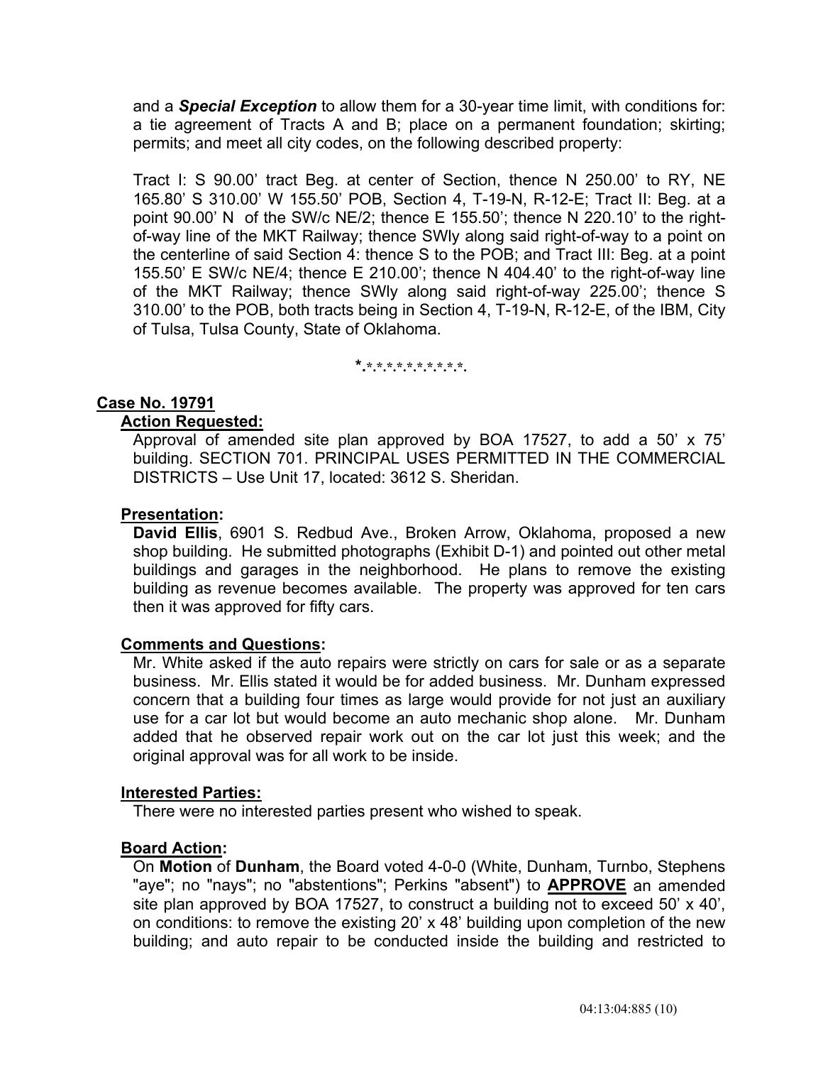and a ***Special Exception*** to allow them for a 30-year time limit, with conditions for: a tie agreement of Tracts A and B; place on a permanent foundation; skirting; permits; and meet all city codes, on the following described property:

Tract I: S 90.00' tract Beg. at center of Section, thence N 250.00' to RY, NE 165.80' S 310.00' W 155.50' POB, Section 4, T-19-N, R-12-E; Tract II: Beg. at a point 90.00' N of the SW/c NE/2; thence E 155.50'; thence N 220.10' to the right-of-way line of the MKT Railway; thence SWly along said right-of-way to a point on the centerline of said Section 4: thence S to the POB; and Tract III: Beg. at a point 155.50' E SW/c NE/4; thence E 210.00'; thence N 404.40' to the right-of-way line of the MKT Railway; thence SWly along said right-of-way 225.00'; thence S 310.00' to the POB, both tracts being in Section 4, T-19-N, R-12-E, of the IBM, City of Tulsa, Tulsa County, State of Oklahoma.

*.*.*.*.*.*.*.*.*.*.*.*.

## Case No. 19791

### Action Requested:

Approval of amended site plan approved by BOA 17527, to add a 50' x 75' building. SECTION 701. PRINCIPAL USES PERMITTED IN THE COMMERCIAL DISTRICTS – Use Unit 17, located: 3612 S. Sheridan.

### Presentation:

**David Ellis**, 6901 S. Redbud Ave., Broken Arrow, Oklahoma, proposed a new shop building. He submitted photographs (Exhibit D-1) and pointed out other metal buildings and garages in the neighborhood. He plans to remove the existing building as revenue becomes available. The property was approved for ten cars then it was approved for fifty cars.

### Comments and Questions:

Mr. White asked if the auto repairs were strictly on cars for sale or as a separate business. Mr. Ellis stated it would be for added business. Mr. Dunham expressed concern that a building four times as large would provide for not just an auxiliary use for a car lot but would become an auto mechanic shop alone. Mr. Dunham added that he observed repair work out on the car lot just this week; and the original approval was for all work to be inside.

### Interested Parties:

There were no interested parties present who wished to speak.

### Board Action:

On **Motion** of **Dunham**, the Board voted 4-0-0 (White, Dunham, Turnbo, Stephens "aye"; no "nays"; no "abstentions"; Perkins "absent") to **APPROVE** an amended site plan approved by BOA 17527, to construct a building not to exceed 50' x 40', on conditions: to remove the existing 20' x 48' building upon completion of the new building; and auto repair to be conducted inside the building and restricted to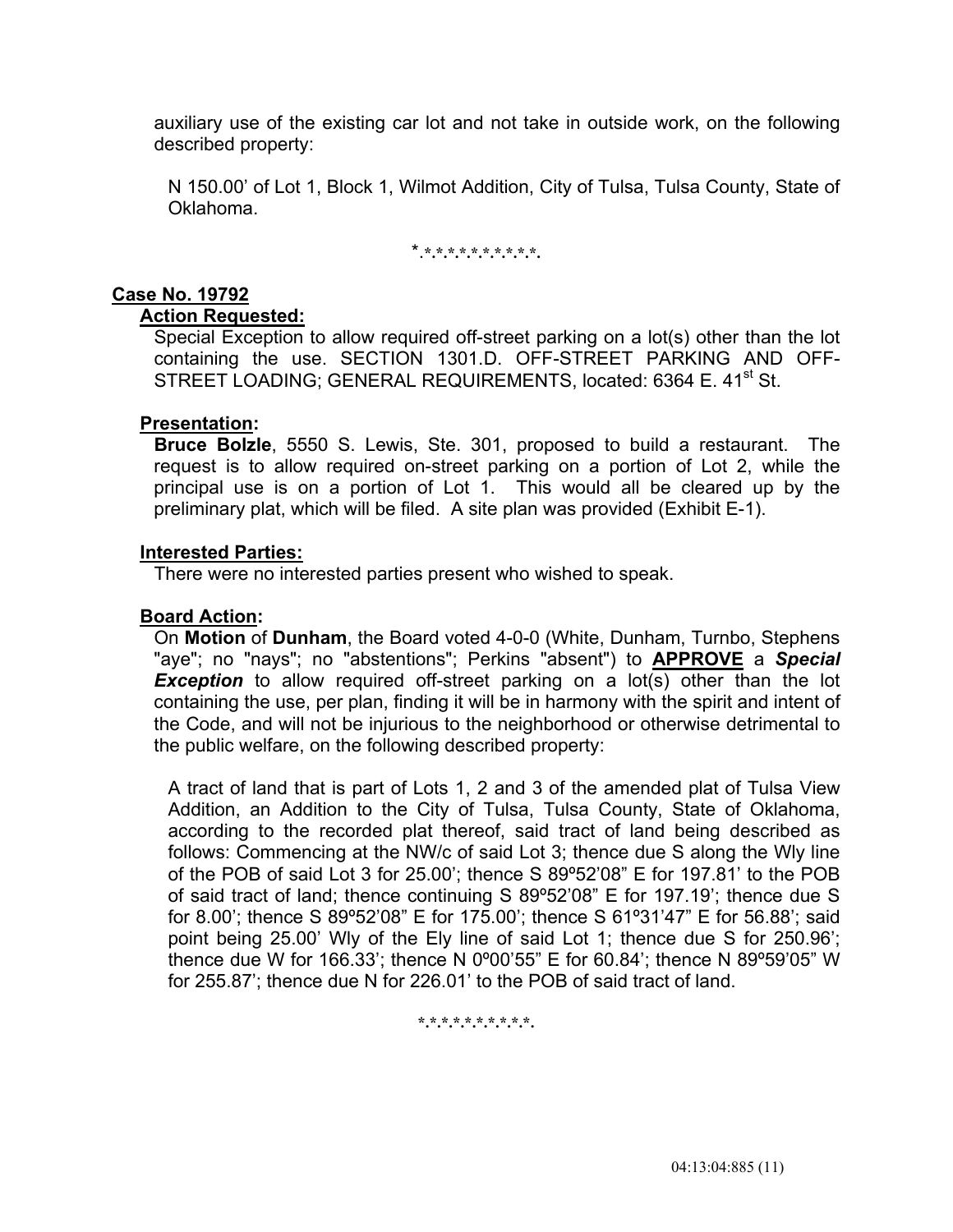auxiliary use of the existing car lot and not take in outside work, on the following described property:

N 150.00' of Lot 1, Block 1, Wilmot Addition, City of Tulsa, Tulsa County, State of Oklahoma.

*.*.*.*.*.*.*.*.*.*.*.*.

**Case No. 19792**

**Action Requested:**

Special Exception to allow required off-street parking on a lot(s) other than the lot containing the use. SECTION 1301.D. OFF-STREET PARKING AND OFF-STREET LOADING; GENERAL REQUIREMENTS, located: 6364 E. 41st St.

**Presentation:**

**Bruce Bolzle**, 5550 S. Lewis, Ste. 301, proposed to build a restaurant. The request is to allow required on-street parking on a portion of Lot 2, while the principal use is on a portion of Lot 1. This would all be cleared up by the preliminary plat, which will be filed. A site plan was provided (Exhibit E-1).

**Interested Parties:**

There were no interested parties present who wished to speak.

**Board Action:**

On **Motion** of **Dunham**, the Board voted 4-0-0 (White, Dunham, Turnbo, Stephens "aye"; no "nays"; no "abstentions"; Perkins "absent") to **APPROVE** a ***Special Exception*** to allow required off-street parking on a lot(s) other than the lot containing the use, per plan, finding it will be in harmony with the spirit and intent of the Code, and will not be injurious to the neighborhood or otherwise detrimental to the public welfare, on the following described property:

A tract of land that is part of Lots 1, 2 and 3 of the amended plat of Tulsa View Addition, an Addition to the City of Tulsa, Tulsa County, State of Oklahoma, according to the recorded plat thereof, said tract of land being described as follows: Commencing at the NW/c of said Lot 3; thence due S along the Wly line of the POB of said Lot 3 for 25.00'; thence S 89º52'08" E for 197.81' to the POB of said tract of land; thence continuing S 89º52'08" E for 197.19'; thence due S for 8.00'; thence S 89º52'08" E for 175.00'; thence S 61º31'47" E for 56.88'; said point being 25.00' Wly of the Ely line of said Lot 1; thence due S for 250.96'; thence due W for 166.33'; thence N 0º00'55" E for 60.84'; thence N 89º59'05" W for 255.87'; thence due N for 226.01' to the POB of said tract of land.

*.*.*.*.*.*.*.*.*.*.*.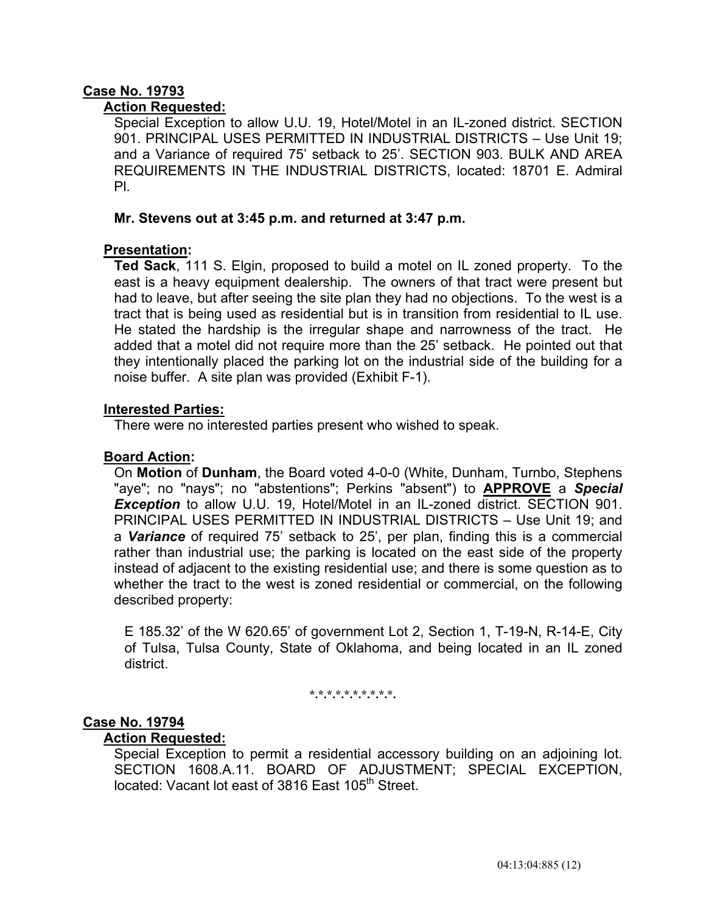**Case No. 19793**

**Action Requested:**

Special Exception to allow U.U. 19, Hotel/Motel in an IL-zoned district. SECTION 901. PRINCIPAL USES PERMITTED IN INDUSTRIAL DISTRICTS – Use Unit 19; and a Variance of required 75' setback to 25'. SECTION 903. BULK AND AREA REQUIREMENTS IN THE INDUSTRIAL DISTRICTS, located: 18701 E. Admiral Pl.

**Mr. Stevens out at 3:45 p.m. and returned at 3:47 p.m.**

**Presentation:**

**Ted Sack**, 111 S. Elgin, proposed to build a motel on IL zoned property. To the east is a heavy equipment dealership. The owners of that tract were present but had to leave, but after seeing the site plan they had no objections. To the west is a tract that is being used as residential but is in transition from residential to IL use. He stated the hardship is the irregular shape and narrowness of the tract. He added that a motel did not require more than the 25' setback. He pointed out that they intentionally placed the parking lot on the industrial side of the building for a noise buffer. A site plan was provided (Exhibit F-1).

**Interested Parties:**

There were no interested parties present who wished to speak.

**Board Action:**

On **Motion** of **Dunham**, the Board voted 4-0-0 (White, Dunham, Turnbo, Stephens "aye"; no "nays"; no "abstentions"; Perkins "absent") to **APPROVE** a ***Special Exception*** to allow U.U. 19, Hotel/Motel in an IL-zoned district. SECTION 901. PRINCIPAL USES PERMITTED IN INDUSTRIAL DISTRICTS – Use Unit 19; and a ***Variance*** of required 75' setback to 25', per plan, finding this is a commercial rather than industrial use; the parking is located on the east side of the property instead of adjacent to the existing residential use; and there is some question as to whether the tract to the west is zoned residential or commercial, on the following described property:

E 185.32' of the W 620.65' of government Lot 2, Section 1, T-19-N, R-14-E, City of Tulsa, Tulsa County, State of Oklahoma, and being located in an IL zoned district.

\*.\*.\*.\*.\*.\*.\*.\*.\*.\*.\*.

**Case No. 19794**

**Action Requested:**

Special Exception to permit a residential accessory building on an adjoining lot. SECTION 1608.A.11. BOARD OF ADJUSTMENT; SPECIAL EXCEPTION, located: Vacant lot east of 3816 East 105th Street.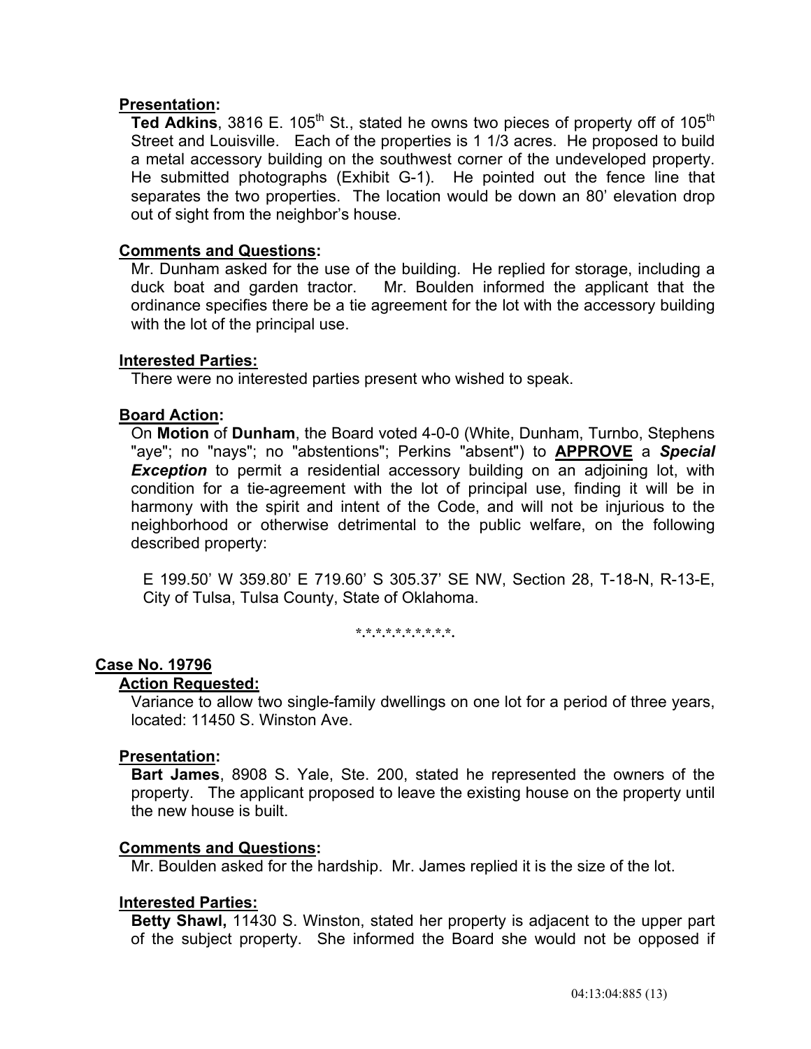**Presentation:**

**Ted Adkins**, 3816 E. 105th St., stated he owns two pieces of property off of 105th Street and Louisville. Each of the properties is 1 1/3 acres. He proposed to build a metal accessory building on the southwest corner of the undeveloped property. He submitted photographs (Exhibit G-1). He pointed out the fence line that separates the two properties. The location would be down an 80' elevation drop out of sight from the neighbor's house.

**Comments and Questions:**

Mr. Dunham asked for the use of the building. He replied for storage, including a duck boat and garden tractor. Mr. Boulden informed the applicant that the ordinance specifies there be a tie agreement for the lot with the accessory building with the lot of the principal use.

**Interested Parties:**

There were no interested parties present who wished to speak.

**Board Action:**

On **Motion** of **Dunham**, the Board voted 4-0-0 (White, Dunham, Turnbo, Stephens "aye"; no "nays"; no "abstentions"; Perkins "absent") to **APPROVE** a ***Special Exception*** to permit a residential accessory building on an adjoining lot, with condition for a tie-agreement with the lot of principal use, finding it will be in harmony with the spirit and intent of the Code, and will not be injurious to the neighborhood or otherwise detrimental to the public welfare, on the following described property:

E 199.50' W 359.80' E 719.60' S 305.37' SE NW, Section 28, T-18-N, R-13-E, City of Tulsa, Tulsa County, State of Oklahoma.

\*.\*.\*.\*.\*.\*.\*.\*.\*.\*.\*.

## Case No. 19796

**Action Requested:**

Variance to allow two single-family dwellings on one lot for a period of three years, located: 11450 S. Winston Ave.

**Presentation:**

**Bart James**, 8908 S. Yale, Ste. 200, stated he represented the owners of the property. The applicant proposed to leave the existing house on the property until the new house is built.

**Comments and Questions:**

Mr. Boulden asked for the hardship. Mr. James replied it is the size of the lot.

**Interested Parties:**

**Betty Shawl,** 11430 S. Winston, stated her property is adjacent to the upper part of the subject property. She informed the Board she would not be opposed if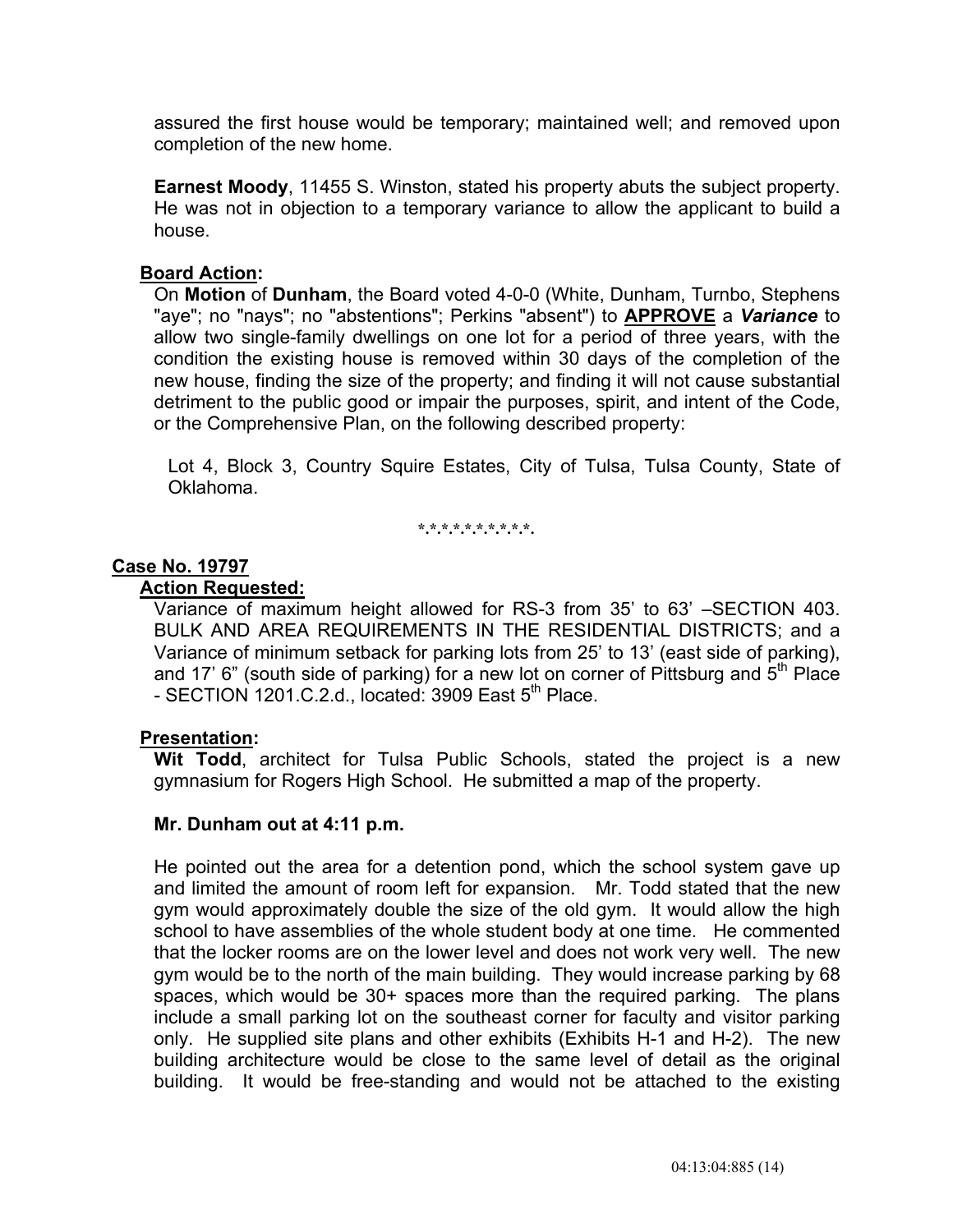assured the first house would be temporary; maintained well; and removed upon completion of the new home.

**Earnest Moody**, 11455 S. Winston, stated his property abuts the subject property. He was not in objection to a temporary variance to allow the applicant to build a house.

**Board Action:**

On **Motion** of **Dunham**, the Board voted 4-0-0 (White, Dunham, Turnbo, Stephens "aye"; no "nays"; no "abstentions"; Perkins "absent") to **APPROVE** a ***Variance*** to allow two single-family dwellings on one lot for a period of three years, with the condition the existing house is removed within 30 days of the completion of the new house, finding the size of the property; and finding it will not cause substantial detriment to the public good or impair the purposes, spirit, and intent of the Code, or the Comprehensive Plan, on the following described property:

Lot 4, Block 3, Country Squire Estates, City of Tulsa, Tulsa County, State of Oklahoma.

*.*.*.*.*.*.*.*.*.*.

**Case No. 19797**

**Action Requested:**

Variance of maximum height allowed for RS-3 from 35' to 63' –SECTION 403. BULK AND AREA REQUIREMENTS IN THE RESIDENTIAL DISTRICTS; and a Variance of minimum setback for parking lots from 25' to 13' (east side of parking), and 17' 6" (south side of parking) for a new lot on corner of Pittsburg and 5th Place - SECTION 1201.C.2.d., located: 3909 East 5th Place.

**Presentation:**

**Wit Todd**, architect for Tulsa Public Schools, stated the project is a new gymnasium for Rogers High School. He submitted a map of the property.

**Mr. Dunham out at 4:11 p.m.**

He pointed out the area for a detention pond, which the school system gave up and limited the amount of room left for expansion. Mr. Todd stated that the new gym would approximately double the size of the old gym. It would allow the high school to have assemblies of the whole student body at one time. He commented that the locker rooms are on the lower level and does not work very well. The new gym would be to the north of the main building. They would increase parking by 68 spaces, which would be 30+ spaces more than the required parking. The plans include a small parking lot on the southeast corner for faculty and visitor parking only. He supplied site plans and other exhibits (Exhibits H-1 and H-2). The new building architecture would be close to the same level of detail as the original building. It would be free-standing and would not be attached to the existing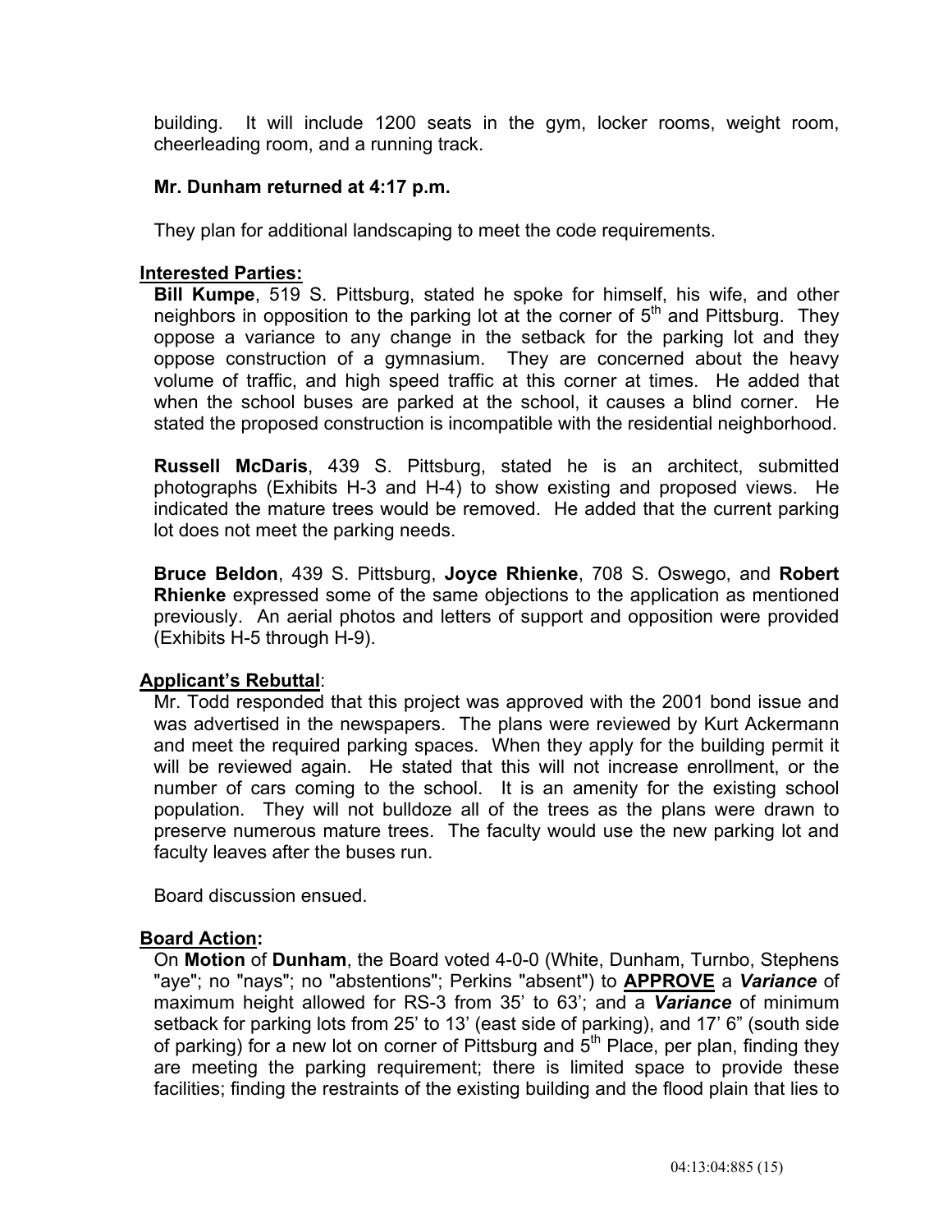building. It will include 1200 seats in the gym, locker rooms, weight room, cheerleading room, and a running track.

**Mr. Dunham returned at 4:17 p.m.**

They plan for additional landscaping to meet the code requirements.

**Interested Parties:**

**Bill Kumpe**, 519 S. Pittsburg, stated he spoke for himself, his wife, and other neighbors in opposition to the parking lot at the corner of 5th and Pittsburg. They oppose a variance to any change in the setback for the parking lot and they oppose construction of a gymnasium. They are concerned about the heavy volume of traffic, and high speed traffic at this corner at times. He added that when the school buses are parked at the school, it causes a blind corner. He stated the proposed construction is incompatible with the residential neighborhood.

**Russell McDaris**, 439 S. Pittsburg, stated he is an architect, submitted photographs (Exhibits H-3 and H-4) to show existing and proposed views. He indicated the mature trees would be removed. He added that the current parking lot does not meet the parking needs.

**Bruce Beldon**, 439 S. Pittsburg, **Joyce Rhienke**, 708 S. Oswego, and **Robert Rhienke** expressed some of the same objections to the application as mentioned previously. An aerial photos and letters of support and opposition were provided (Exhibits H-5 through H-9).

**Applicant's Rebuttal**:

Mr. Todd responded that this project was approved with the 2001 bond issue and was advertised in the newspapers. The plans were reviewed by Kurt Ackermann and meet the required parking spaces. When they apply for the building permit it will be reviewed again. He stated that this will not increase enrollment, or the number of cars coming to the school. It is an amenity for the existing school population. They will not bulldoze all of the trees as the plans were drawn to preserve numerous mature trees. The faculty would use the new parking lot and faculty leaves after the buses run.

Board discussion ensued.

**Board Action:**

On **Motion** of **Dunham**, the Board voted 4-0-0 (White, Dunham, Turnbo, Stephens "aye"; no "nays"; no "abstentions"; Perkins "absent") to **APPROVE** a ***Variance*** of maximum height allowed for RS-3 from 35' to 63'; and a ***Variance*** of minimum setback for parking lots from 25' to 13' (east side of parking), and 17' 6" (south side of parking) for a new lot on corner of Pittsburg and 5th Place, per plan, finding they are meeting the parking requirement; there is limited space to provide these facilities; finding the restraints of the existing building and the flood plain that lies to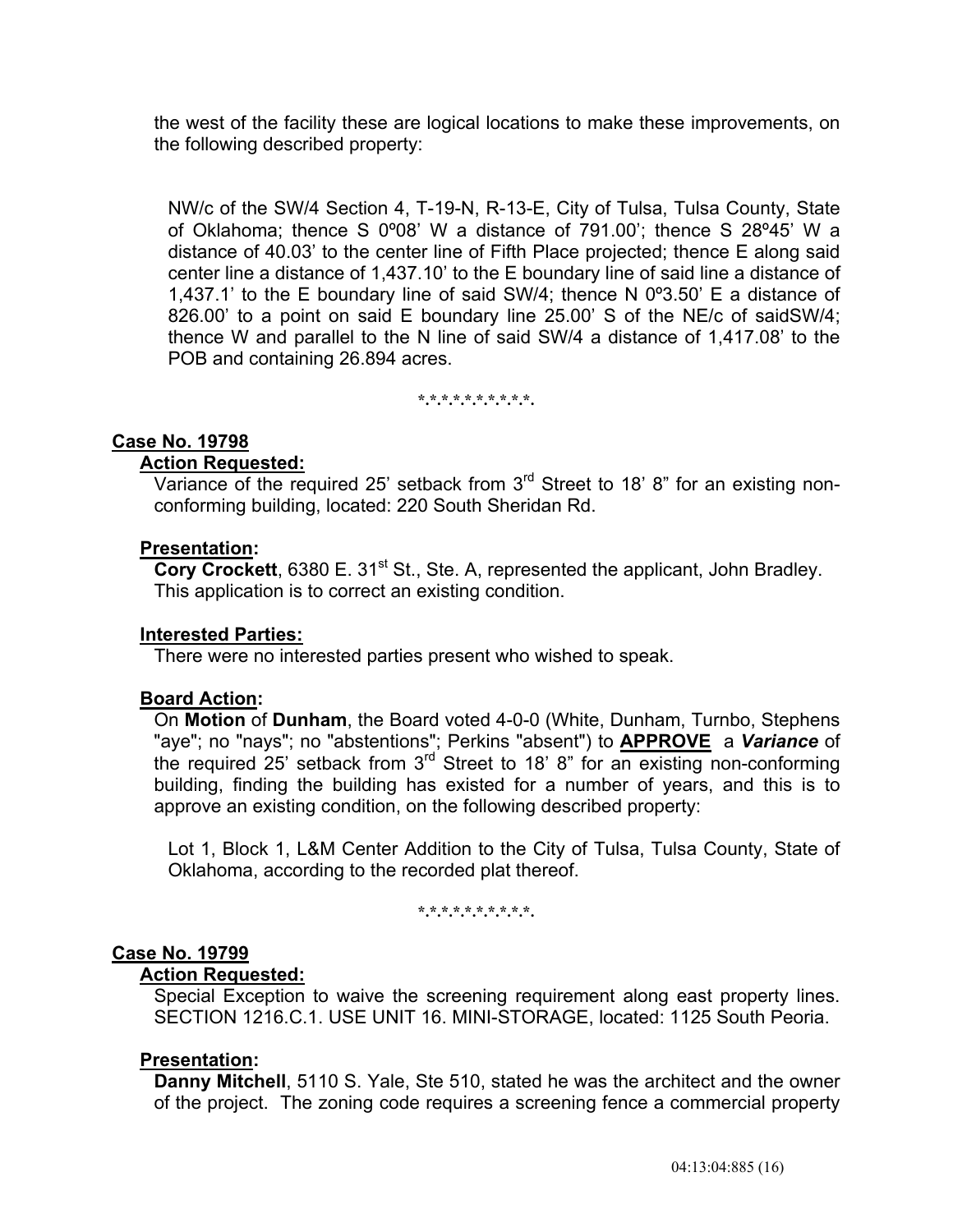the west of the facility these are logical locations to make these improvements, on the following described property:

NW/c of the SW/4 Section 4, T-19-N, R-13-E, City of Tulsa, Tulsa County, State of Oklahoma; thence S 0º08' W a distance of 791.00'; thence S 28º45' W a distance of 40.03' to the center line of Fifth Place projected; thence E along said center line a distance of 1,437.10' to the E boundary line of said line a distance of 1,437.1' to the E boundary line of said SW/4; thence N 0º3.50' E a distance of 826.00' to a point on said E boundary line 25.00' S of the NE/c of saidSW/4; thence W and parallel to the N line of said SW/4 a distance of 1,417.08' to the POB and containing 26.894 acres.

*.*.*.*.*.*.*.*.*.*.

**Case No. 19798**

**Action Requested:**

Variance of the required 25' setback from 3rd Street to 18' 8" for an existing non-conforming building, located: 220 South Sheridan Rd.

**Presentation:**

**Cory Crockett**, 6380 E. 31st St., Ste. A, represented the applicant, John Bradley. This application is to correct an existing condition.

**Interested Parties:**

There were no interested parties present who wished to speak.

**Board Action:**

On **Motion** of **Dunham**, the Board voted 4-0-0 (White, Dunham, Turnbo, Stephens "aye"; no "nays"; no "abstentions"; Perkins "absent") to **APPROVE** a ***Variance*** of the required 25' setback from 3rd Street to 18' 8" for an existing non-conforming building, finding the building has existed for a number of years, and this is to approve an existing condition, on the following described property:

Lot 1, Block 1, L&M Center Addition to the City of Tulsa, Tulsa County, State of Oklahoma, according to the recorded plat thereof.

*.*.*.*.*.*.*.*.*.*.

**Case No. 19799**

**Action Requested:**

Special Exception to waive the screening requirement along east property lines. SECTION 1216.C.1. USE UNIT 16. MINI-STORAGE, located: 1125 South Peoria.

**Presentation:**

**Danny Mitchell**, 5110 S. Yale, Ste 510, stated he was the architect and the owner of the project. The zoning code requires a screening fence a commercial property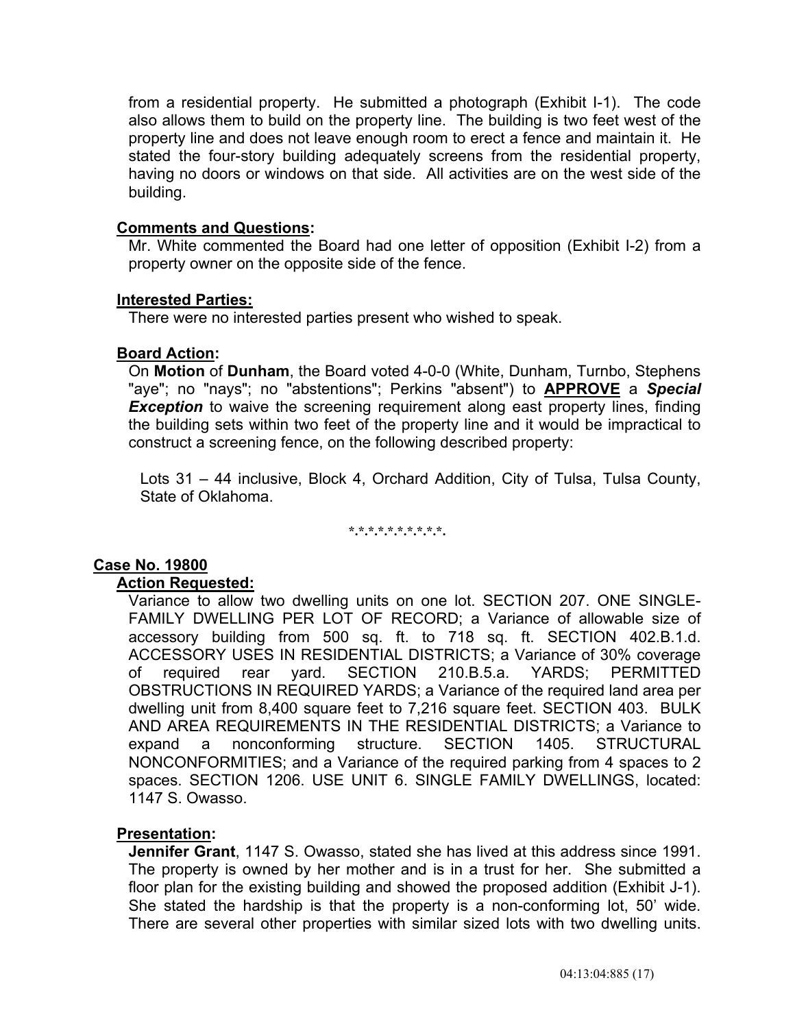from a residential property. He submitted a photograph (Exhibit I-1). The code also allows them to build on the property line. The building is two feet west of the property line and does not leave enough room to erect a fence and maintain it. He stated the four-story building adequately screens from the residential property, having no doors or windows on that side. All activities are on the west side of the building.

**Comments and Questions:**

Mr. White commented the Board had one letter of opposition (Exhibit I-2) from a property owner on the opposite side of the fence.

**Interested Parties:**

There were no interested parties present who wished to speak.

**Board Action:**

On **Motion** of **Dunham**, the Board voted 4-0-0 (White, Dunham, Turnbo, Stephens "aye"; no "nays"; no "abstentions"; Perkins "absent") to **APPROVE** a ***Special Exception*** to waive the screening requirement along east property lines, finding the building sets within two feet of the property line and it would be impractical to construct a screening fence, on the following described property:

Lots 31 – 44 inclusive, Block 4, Orchard Addition, City of Tulsa, Tulsa County, State of Oklahoma.

*.*.*.*.*.*.*.*.*.*.

**Case No. 19800**

**Action Requested:**

Variance to allow two dwelling units on one lot. SECTION 207. ONE SINGLE-FAMILY DWELLING PER LOT OF RECORD; a Variance of allowable size of accessory building from 500 sq. ft. to 718 sq. ft. SECTION 402.B.1.d. ACCESSORY USES IN RESIDENTIAL DISTRICTS; a Variance of 30% coverage of required rear yard. SECTION 210.B.5.a. YARDS; PERMITTED OBSTRUCTIONS IN REQUIRED YARDS; a Variance of the required land area per dwelling unit from 8,400 square feet to 7,216 square feet. SECTION 403. BULK AND AREA REQUIREMENTS IN THE RESIDENTIAL DISTRICTS; a Variance to expand a nonconforming structure. SECTION 1405. STRUCTURAL NONCONFORMITIES; and a Variance of the required parking from 4 spaces to 2 spaces. SECTION 1206. USE UNIT 6. SINGLE FAMILY DWELLINGS, located: 1147 S. Owasso.

**Presentation:**

**Jennifer Grant**, 1147 S. Owasso, stated she has lived at this address since 1991. The property is owned by her mother and is in a trust for her. She submitted a floor plan for the existing building and showed the proposed addition (Exhibit J-1). She stated the hardship is that the property is a non-conforming lot, 50' wide. There are several other properties with similar sized lots with two dwelling units.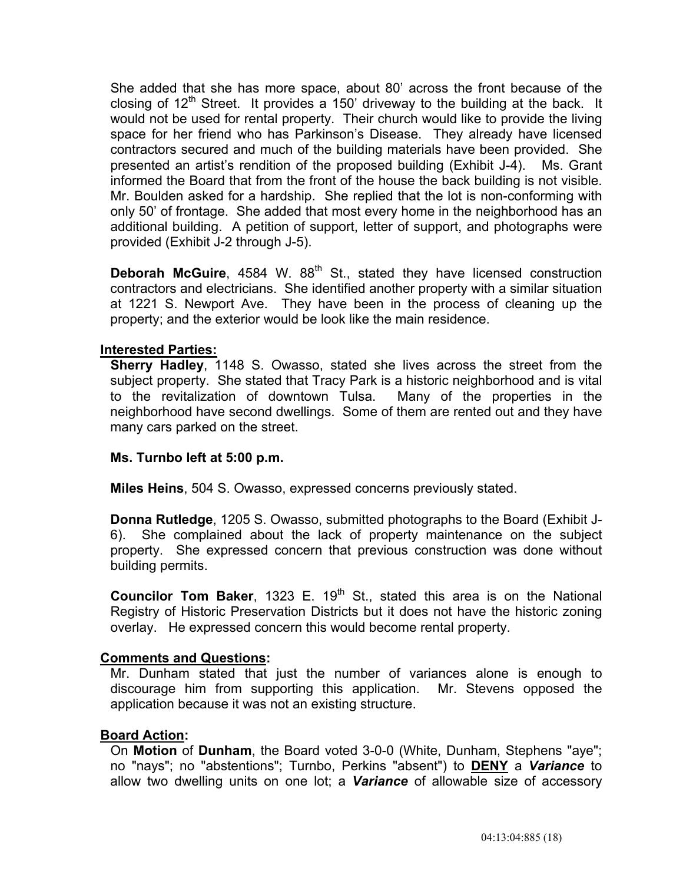She added that she has more space, about 80' across the front because of the closing of 12th Street. It provides a 150' driveway to the building at the back. It would not be used for rental property. Their church would like to provide the living space for her friend who has Parkinson's Disease. They already have licensed contractors secured and much of the building materials have been provided. She presented an artist's rendition of the proposed building (Exhibit J-4). Ms. Grant informed the Board that from the front of the house the back building is not visible. Mr. Boulden asked for a hardship. She replied that the lot is non-conforming with only 50' of frontage. She added that most every home in the neighborhood has an additional building. A petition of support, letter of support, and photographs were provided (Exhibit J-2 through J-5).

**Deborah McGuire**, 4584 W. 88th St., stated they have licensed construction contractors and electricians. She identified another property with a similar situation at 1221 S. Newport Ave. They have been in the process of cleaning up the property; and the exterior would be look like the main residence.

**Interested Parties:**

**Sherry Hadley**, 1148 S. Owasso, stated she lives across the street from the subject property. She stated that Tracy Park is a historic neighborhood and is vital to the revitalization of downtown Tulsa. Many of the properties in the neighborhood have second dwellings. Some of them are rented out and they have many cars parked on the street.

**Ms. Turnbo left at 5:00 p.m.**

**Miles Heins**, 504 S. Owasso, expressed concerns previously stated.

**Donna Rutledge**, 1205 S. Owasso, submitted photographs to the Board (Exhibit J-6). She complained about the lack of property maintenance on the subject property. She expressed concern that previous construction was done without building permits.

**Councilor Tom Baker**, 1323 E. 19th St., stated this area is on the National Registry of Historic Preservation Districts but it does not have the historic zoning overlay. He expressed concern this would become rental property.

**Comments and Questions:**

Mr. Dunham stated that just the number of variances alone is enough to discourage him from supporting this application. Mr. Stevens opposed the application because it was not an existing structure.

**Board Action:**

On **Motion** of **Dunham**, the Board voted 3-0-0 (White, Dunham, Stephens "aye"; no "nays"; no "abstentions"; Turnbo, Perkins "absent") to **DENY** a ***Variance*** to allow two dwelling units on one lot; a ***Variance*** of allowable size of accessory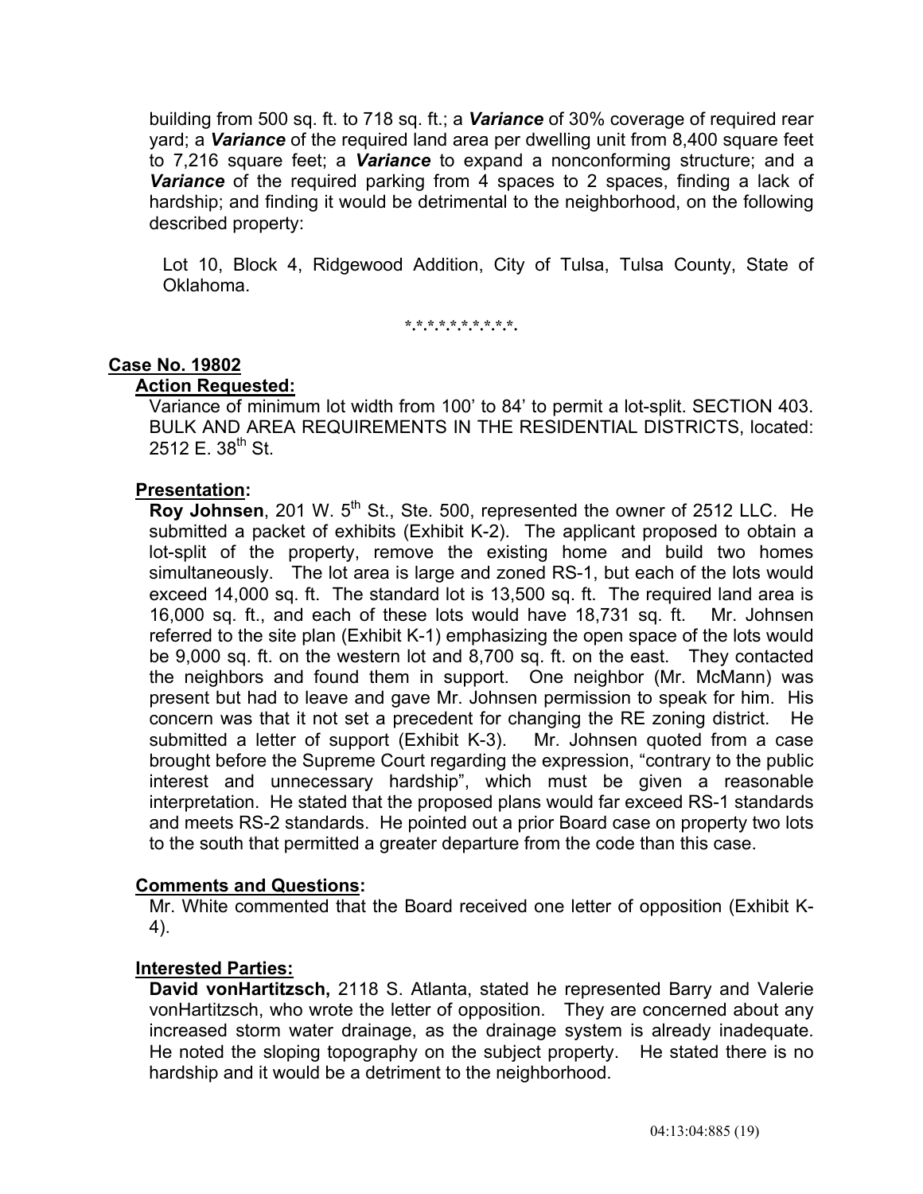building from 500 sq. ft. to 718 sq. ft.; a ***Variance*** of 30% coverage of required rear yard; a ***Variance*** of the required land area per dwelling unit from 8,400 square feet to 7,216 square feet; a ***Variance*** to expand a nonconforming structure; and a ***Variance*** of the required parking from 4 spaces to 2 spaces, finding a lack of hardship; and finding it would be detrimental to the neighborhood, on the following described property:

Lot 10, Block 4, Ridgewood Addition, City of Tulsa, Tulsa County, State of Oklahoma.

*.*.*.*.*.*.*.*.*.*.*.

**Case No. 19802**

**Action Requested:**

Variance of minimum lot width from 100' to 84' to permit a lot-split. SECTION 403. BULK AND AREA REQUIREMENTS IN THE RESIDENTIAL DISTRICTS, located: 2512 E. 38th St.

**Presentation:**

**Roy Johnsen**, 201 W. 5th St., Ste. 500, represented the owner of 2512 LLC. He submitted a packet of exhibits (Exhibit K-2). The applicant proposed to obtain a lot-split of the property, remove the existing home and build two homes simultaneously. The lot area is large and zoned RS-1, but each of the lots would exceed 14,000 sq. ft. The standard lot is 13,500 sq. ft. The required land area is 16,000 sq. ft., and each of these lots would have 18,731 sq. ft. Mr. Johnsen referred to the site plan (Exhibit K-1) emphasizing the open space of the lots would be 9,000 sq. ft. on the western lot and 8,700 sq. ft. on the east. They contacted the neighbors and found them in support. One neighbor (Mr. McMann) was present but had to leave and gave Mr. Johnsen permission to speak for him. His concern was that it not set a precedent for changing the RE zoning district. He submitted a letter of support (Exhibit K-3). Mr. Johnsen quoted from a case brought before the Supreme Court regarding the expression, "contrary to the public interest and unnecessary hardship", which must be given a reasonable interpretation. He stated that the proposed plans would far exceed RS-1 standards and meets RS-2 standards. He pointed out a prior Board case on property two lots to the south that permitted a greater departure from the code than this case.

**Comments and Questions:**

Mr. White commented that the Board received one letter of opposition (Exhibit K-4).

**Interested Parties:**

**David vonHartitzsch,** 2118 S. Atlanta, stated he represented Barry and Valerie vonHartitzsch, who wrote the letter of opposition. They are concerned about any increased storm water drainage, as the drainage system is already inadequate. He noted the sloping topography on the subject property. He stated there is no hardship and it would be a detriment to the neighborhood.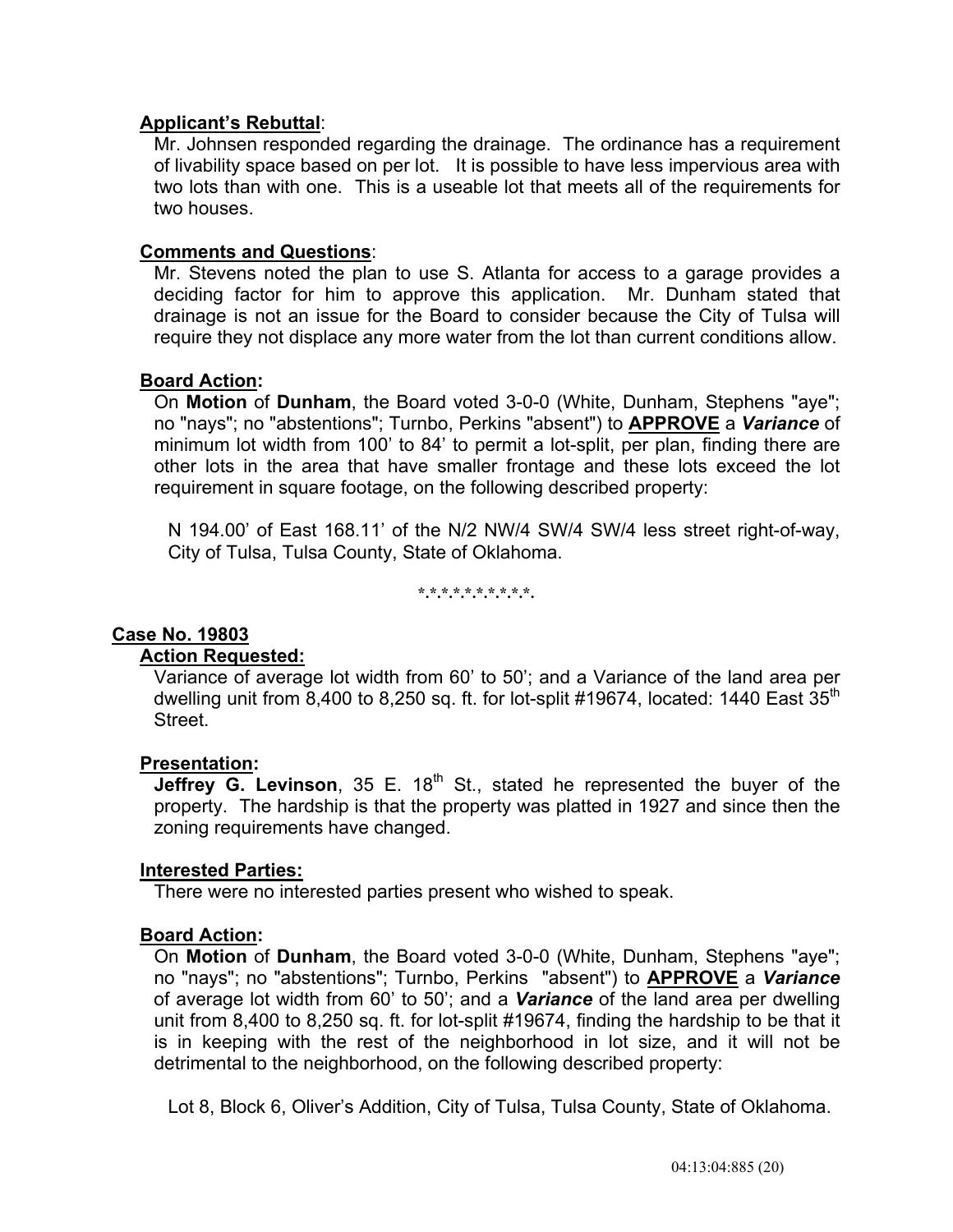**Applicant's Rebuttal**:

Mr. Johnsen responded regarding the drainage. The ordinance has a requirement of livability space based on per lot. It is possible to have less impervious area with two lots than with one. This is a useable lot that meets all of the requirements for two houses.

**Comments and Questions**:

Mr. Stevens noted the plan to use S. Atlanta for access to a garage provides a deciding factor for him to approve this application. Mr. Dunham stated that drainage is not an issue for the Board to consider because the City of Tulsa will require they not displace any more water from the lot than current conditions allow.

**Board Action:**

On **Motion** of **Dunham**, the Board voted 3-0-0 (White, Dunham, Stephens "aye"; no "nays"; no "abstentions"; Turnbo, Perkins "absent") to **APPROVE** a ***Variance*** of minimum lot width from 100' to 84' to permit a lot-split, per plan, finding there are other lots in the area that have smaller frontage and these lots exceed the lot requirement in square footage, on the following described property:

N 194.00' of East 168.11' of the N/2 NW/4 SW/4 SW/4 less street right-of-way, City of Tulsa, Tulsa County, State of Oklahoma.

*.*.*.*.*.*.*.*.*.*.*.

**Case No. 19803**

**Action Requested:**

Variance of average lot width from 60' to 50'; and a Variance of the land area per dwelling unit from 8,400 to 8,250 sq. ft. for lot-split #19674, located: 1440 East 35th Street.

**Presentation:**

**Jeffrey G. Levinson**, 35 E. 18th St., stated he represented the buyer of the property. The hardship is that the property was platted in 1927 and since then the zoning requirements have changed.

**Interested Parties:**

There were no interested parties present who wished to speak.

**Board Action:**

On **Motion** of **Dunham**, the Board voted 3-0-0 (White, Dunham, Stephens "aye"; no "nays"; no "abstentions"; Turnbo, Perkins "absent") to **APPROVE** a ***Variance*** of average lot width from 60' to 50'; and a ***Variance*** of the land area per dwelling unit from 8,400 to 8,250 sq. ft. for lot-split #19674, finding the hardship to be that it is in keeping with the rest of the neighborhood in lot size, and it will not be detrimental to the neighborhood, on the following described property:

Lot 8, Block 6, Oliver's Addition, City of Tulsa, Tulsa County, State of Oklahoma.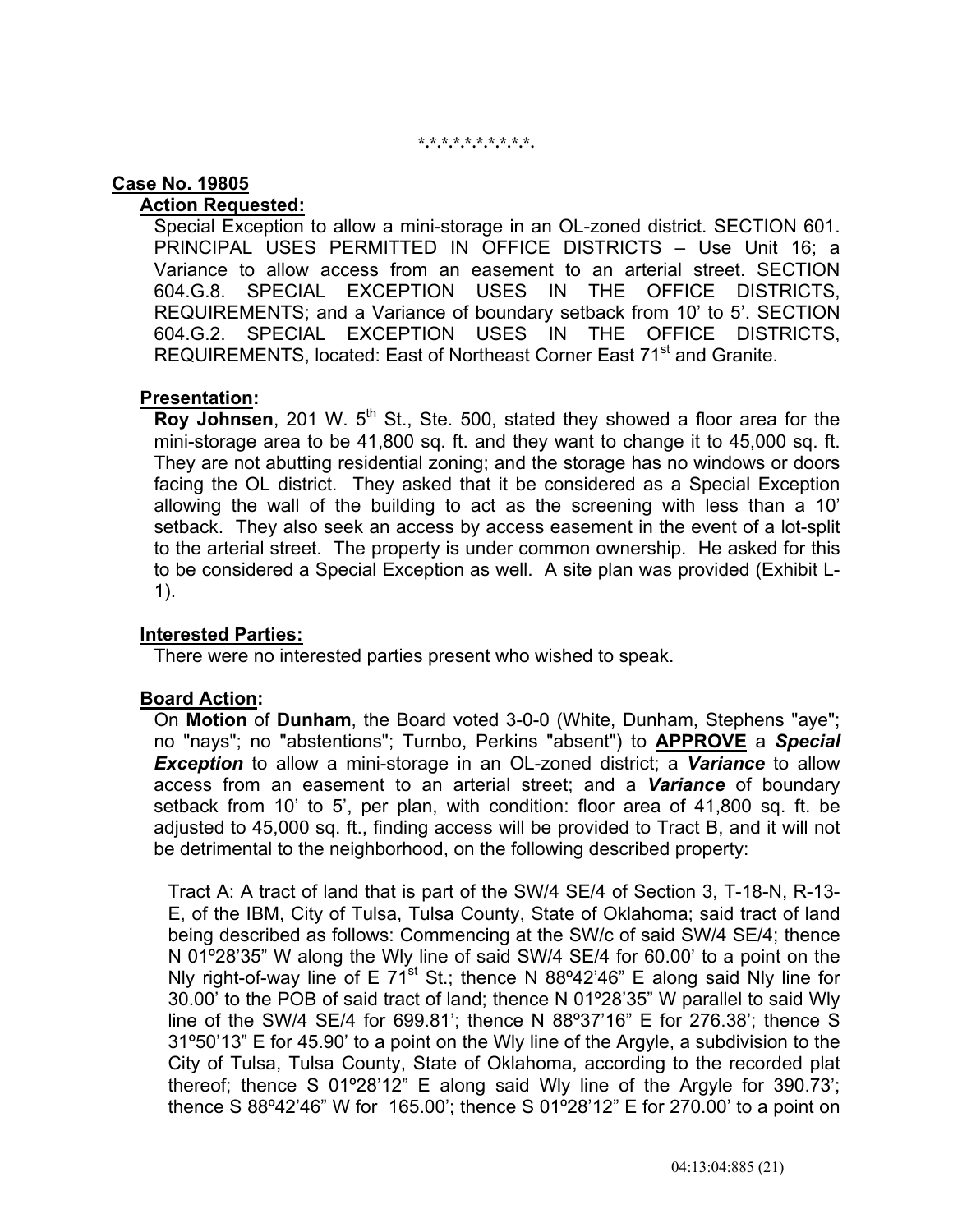\*.\*.\*.\*.\*.\*.\*.\*.\*.\*.\*.

**Case No. 19805**

**Action Requested:**

Special Exception to allow a mini-storage in an OL-zoned district. SECTION 601. PRINCIPAL USES PERMITTED IN OFFICE DISTRICTS – Use Unit 16; a Variance to allow access from an easement to an arterial street. SECTION 604.G.8. SPECIAL EXCEPTION USES IN THE OFFICE DISTRICTS, REQUIREMENTS; and a Variance of boundary setback from 10' to 5'. SECTION 604.G.2. SPECIAL EXCEPTION USES IN THE OFFICE DISTRICTS, REQUIREMENTS, located: East of Northeast Corner East 71st and Granite.

**Presentation:**

**Roy Johnsen**, 201 W. 5th St., Ste. 500, stated they showed a floor area for the mini-storage area to be 41,800 sq. ft. and they want to change it to 45,000 sq. ft. They are not abutting residential zoning; and the storage has no windows or doors facing the OL district. They asked that it be considered as a Special Exception allowing the wall of the building to act as the screening with less than a 10' setback. They also seek an access by access easement in the event of a lot-split to the arterial street. The property is under common ownership. He asked for this to be considered a Special Exception as well. A site plan was provided (Exhibit L-1).

**Interested Parties:**

There were no interested parties present who wished to speak.

**Board Action:**

On **Motion** of **Dunham**, the Board voted 3-0-0 (White, Dunham, Stephens "aye"; no "nays"; no "abstentions"; Turnbo, Perkins "absent") to **APPROVE** a ***Special Exception*** to allow a mini-storage in an OL-zoned district; a ***Variance*** to allow access from an easement to an arterial street; and a ***Variance*** of boundary setback from 10' to 5', per plan, with condition: floor area of 41,800 sq. ft. be adjusted to 45,000 sq. ft., finding access will be provided to Tract B, and it will not be detrimental to the neighborhood, on the following described property:

Tract A: A tract of land that is part of the SW/4 SE/4 of Section 3, T-18-N, R-13-E, of the IBM, City of Tulsa, Tulsa County, State of Oklahoma; said tract of land being described as follows: Commencing at the SW/c of said SW/4 SE/4; thence N 01º28'35" W along the Wly line of said SW/4 SE/4 for 60.00' to a point on the Nly right-of-way line of E 71st St.; thence N 88º42'46" E along said Nly line for 30.00' to the POB of said tract of land; thence N 01º28'35" W parallel to said Wly line of the SW/4 SE/4 for 699.81'; thence N 88º37'16" E for 276.38'; thence S 31º50'13" E for 45.90' to a point on the Wly line of the Argyle, a subdivision to the City of Tulsa, Tulsa County, State of Oklahoma, according to the recorded plat thereof; thence S 01º28'12" E along said Wly line of the Argyle for 390.73'; thence S 88º42'46" W for 165.00'; thence S 01º28'12" E for 270.00' to a point on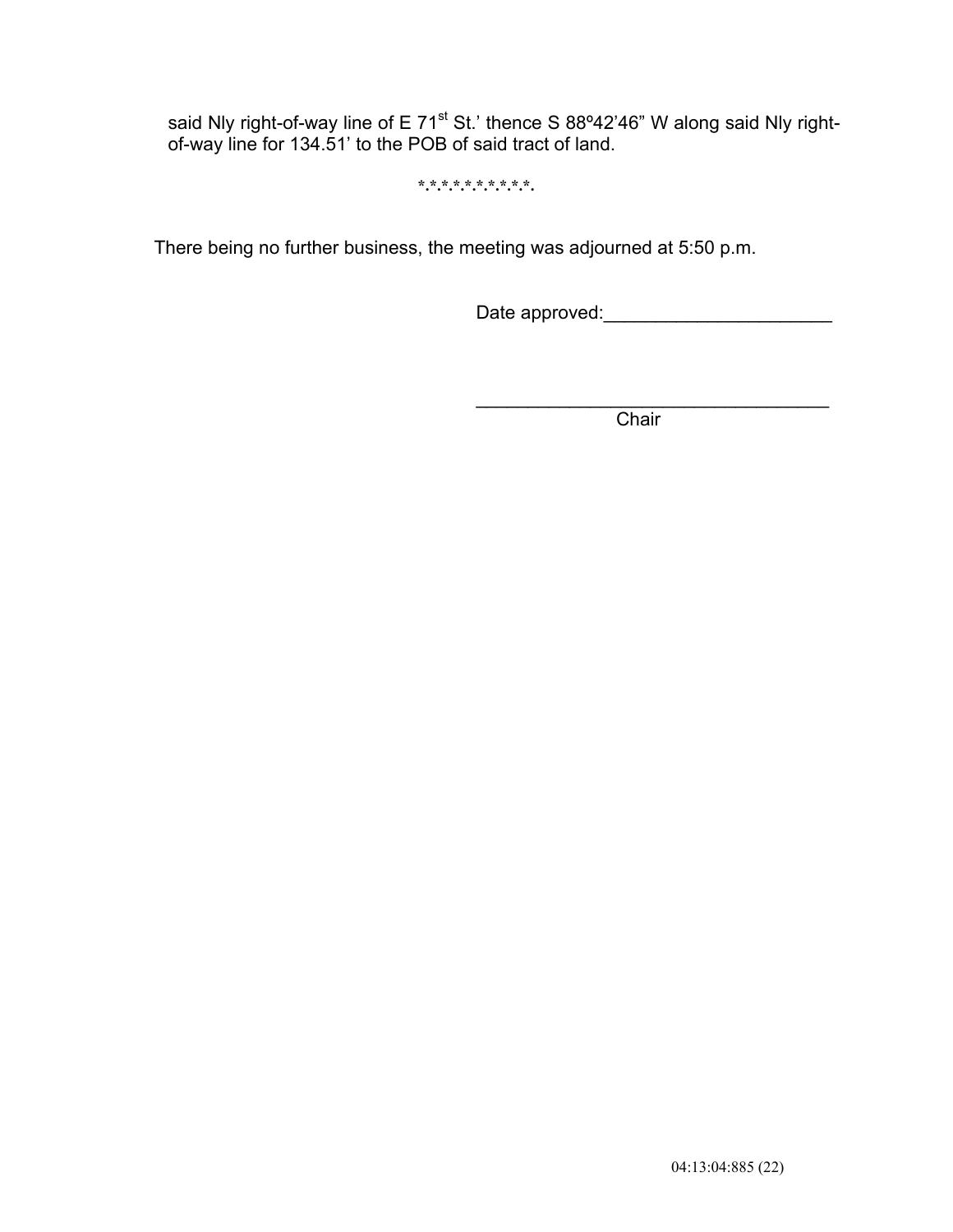said Nly right-of-way line of E 71st St.' thence S 88º42'46" W along said Nly right-of-way line for 134.51' to the POB of said tract of land.

*.*.*.*.*.*.*.*.*.*.

There being no further business, the meeting was adjourned at 5:50 p.m.

Date approved:______________________

___________________________________
Chair

04:13:04:885 (22)